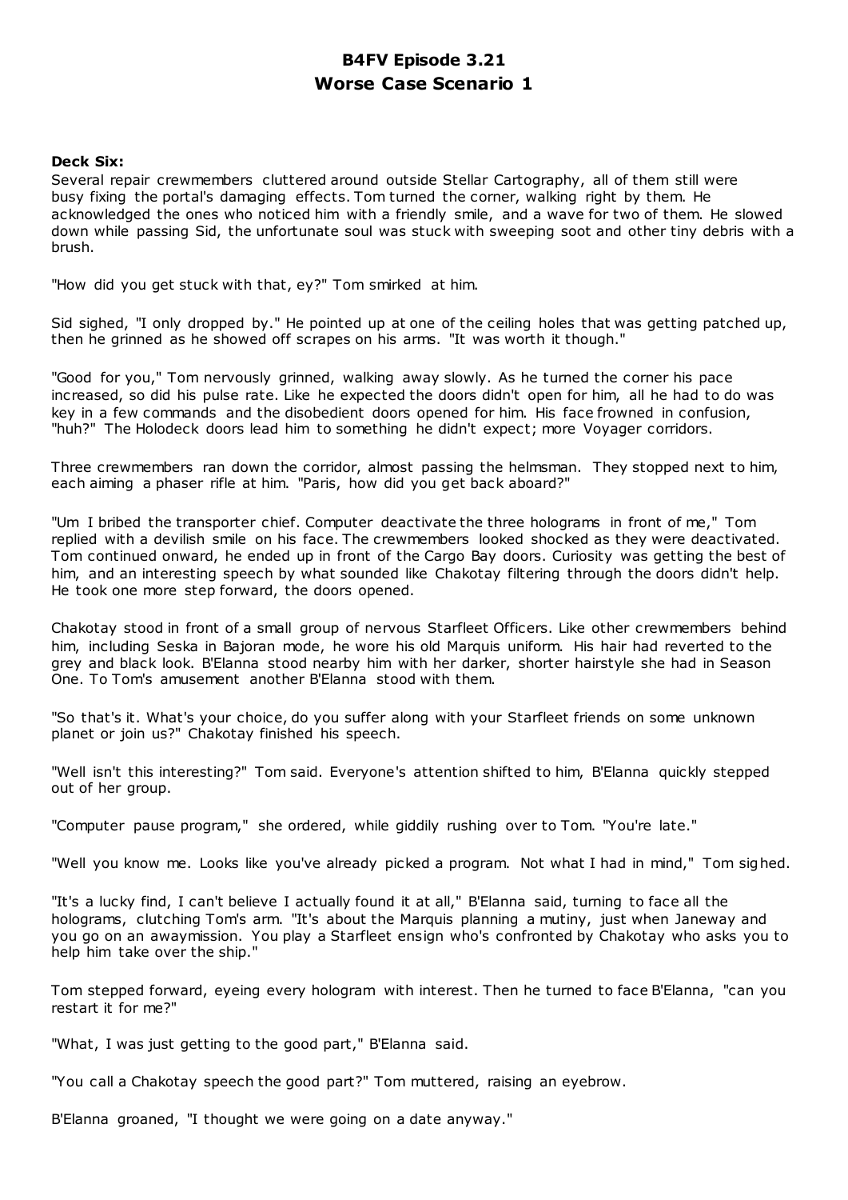# B4FV Episode 3.21
# Worse Case Scenario 1

**Deck Six:**

Several repair crewmembers cluttered around outside Stellar Cartography, all of them still were busy fixing the portal's damaging effects. Tom turned the corner, walking right by them. He acknowledged the ones who noticed him with a friendly smile, and a wave for two of them. He slowed down while passing Sid, the unfortunate soul was stuck with sweeping soot and other tiny debris with a brush.

"How did you get stuck with that, ey?" Tom smirked at him.

Sid sighed, "I only dropped by." He pointed up at one of the ceiling holes that was getting patched up, then he grinned as he showed off scrapes on his arms. "It was worth it though."

"Good for you," Tom nervously grinned, walking away slowly. As he turned the corner his pace increased, so did his pulse rate. Like he expected the doors didn't open for him, all he had to do was key in a few commands and the disobedient doors opened for him. His face frowned in confusion, "huh?" The Holodeck doors lead him to something he didn't expect; more Voyager corridors.

Three crewmembers ran down the corridor, almost passing the helmsman. They stopped next to him, each aiming a phaser rifle at him. "Paris, how did you get back aboard?"

"Um I bribed the transporter chief. Computer deactivate the three holograms in front of me," Tom replied with a devilish smile on his face. The crewmembers looked shocked as they were deactivated. Tom continued onward, he ended up in front of the Cargo Bay doors. Curiosity was getting the best of him, and an interesting speech by what sounded like Chakotay filtering through the doors didn't help. He took one more step forward, the doors opened.

Chakotay stood in front of a small group of nervous Starfleet Officers. Like other crewmembers behind him, including Seska in Bajoran mode, he wore his old Marquis uniform. His hair had reverted to the grey and black look. B'Elanna stood nearby him with her darker, shorter hairstyle she had in Season One. To Tom's amusement another B'Elanna stood with them.

"So that's it. What's your choice, do you suffer along with your Starfleet friends on some unknown planet or join us?" Chakotay finished his speech.

"Well isn't this interesting?" Tom said. Everyone's attention shifted to him, B'Elanna quickly stepped out of her group.

"Computer pause program," she ordered, while giddily rushing over to Tom. "You're late."

"Well you know me. Looks like you've already picked a program. Not what I had in mind," Tom sighed.

"It's a lucky find, I can't believe I actually found it at all," B'Elanna said, turning to face all the holograms, clutching Tom's arm. "It's about the Marquis planning a mutiny, just when Janeway and you go on an awaymission. You play a Starfleet ensign who's confronted by Chakotay who asks you to help him take over the ship."

Tom stepped forward, eyeing every hologram with interest. Then he turned to face B'Elanna, "can you restart it for me?"

"What, I was just getting to the good part," B'Elanna said.

"You call a Chakotay speech the good part?" Tom muttered, raising an eyebrow.

B'Elanna groaned, "I thought we were going on a date anyway."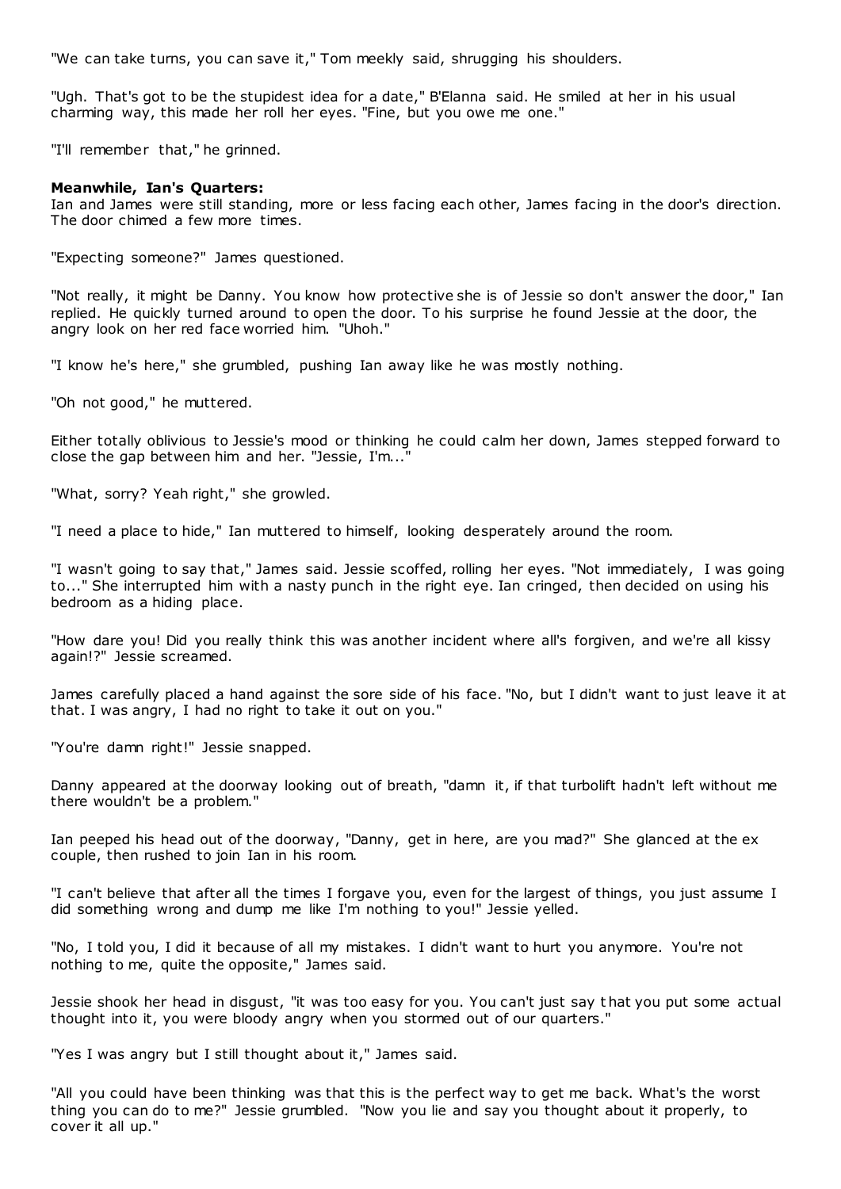"We can take turns, you can save it," Tom meekly said, shrugging his shoulders.

"Ugh. That's got to be the stupidest idea for a date," B'Elanna said. He smiled at her in his usual charming way, this made her roll her eyes. "Fine, but you owe me one."

"I'll remember that," he grinned.

**Meanwhile, Ian's Quarters:**
Ian and James were still standing, more or less facing each other, James facing in the door's direction. The door chimed a few more times.

"Expecting someone?" James questioned.

"Not really, it might be Danny. You know how protective she is of Jessie so don't answer the door," Ian replied. He quickly turned around to open the door. To his surprise he found Jessie at the door, the angry look on her red face worried him. "Uhoh."

"I know he's here," she grumbled, pushing Ian away like he was mostly nothing.

"Oh not good," he muttered.

Either totally oblivious to Jessie's mood or thinking he could calm her down, James stepped forward to close the gap between him and her. "Jessie, I'm..."

"What, sorry? Yeah right," she growled.

"I need a place to hide," Ian muttered to himself, looking desperately around the room.

"I wasn't going to say that," James said. Jessie scoffed, rolling her eyes. "Not immediately, I was going to..." She interrupted him with a nasty punch in the right eye. Ian cringed, then decided on using his bedroom as a hiding place.

"How dare you! Did you really think this was another incident where all's forgiven, and we're all kissy again!?" Jessie screamed.

James carefully placed a hand against the sore side of his face. "No, but I didn't want to just leave it at that. I was angry, I had no right to take it out on you."

"You're damn right!" Jessie snapped.

Danny appeared at the doorway looking out of breath, "damn it, if that turbolift hadn't left without me there wouldn't be a problem."

Ian peeped his head out of the doorway, "Danny, get in here, are you mad?" She glanced at the ex couple, then rushed to join Ian in his room.

"I can't believe that after all the times I forgave you, even for the largest of things, you just assume I did something wrong and dump me like I'm nothing to you!" Jessie yelled.

"No, I told you, I did it because of all my mistakes. I didn't want to hurt you anymore. You're not nothing to me, quite the opposite," James said.

Jessie shook her head in disgust, "it was too easy for you. You can't just say that you put some actual thought into it, you were bloody angry when you stormed out of our quarters."

"Yes I was angry but I still thought about it," James said.

"All you could have been thinking was that this is the perfect way to get me back. What's the worst thing you can do to me?" Jessie grumbled. "Now you lie and say you thought about it properly, to cover it all up."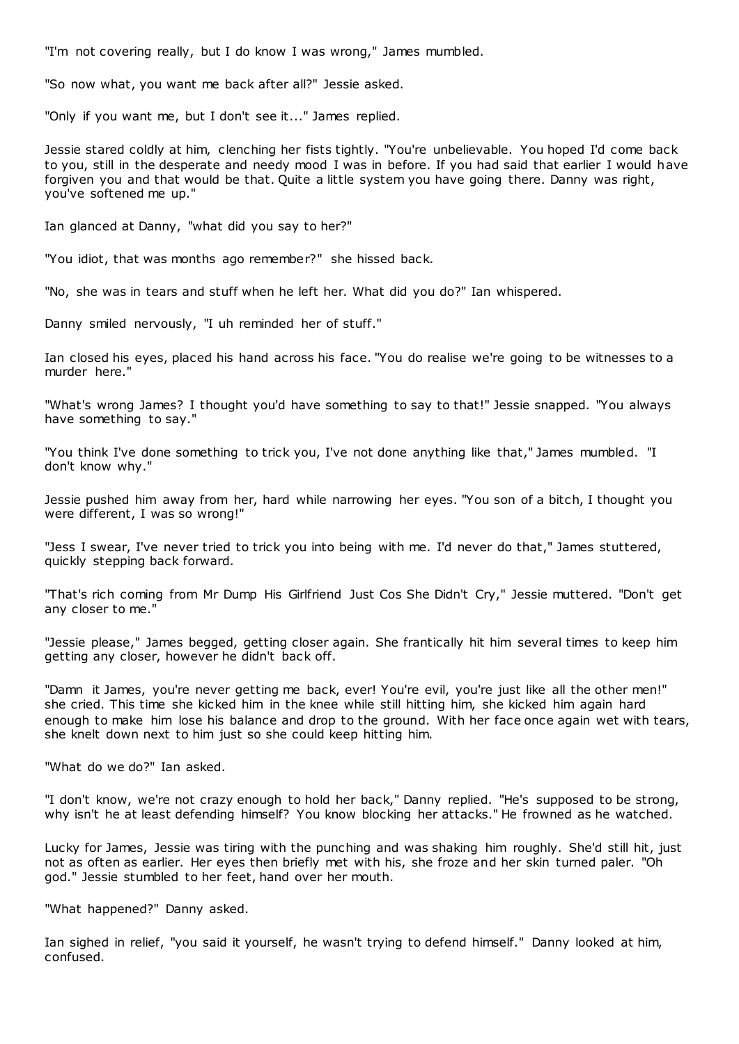"I'm not covering really, but I do know I was wrong," James mumbled.

"So now what, you want me back after all?" Jessie asked.

"Only if you want me, but I don't see it..." James replied.

Jessie stared coldly at him, clenching her fists tightly. "You're unbelievable. You hoped I'd come back to you, still in the desperate and needy mood I was in before. If you had said that earlier I would have forgiven you and that would be that. Quite a little system you have going there. Danny was right, you've softened me up."

Ian glanced at Danny, "what did you say to her?"

"You idiot, that was months ago remember?" she hissed back.

"No, she was in tears and stuff when he left her. What did you do?" Ian whispered.

Danny smiled nervously, "I uh reminded her of stuff."

Ian closed his eyes, placed his hand across his face. "You do realise we're going to be witnesses to a murder here."

"What's wrong James? I thought you'd have something to say to that!" Jessie snapped. "You always have something to say."

"You think I've done something to trick you, I've not done anything like that," James mumbled. "I don't know why."

Jessie pushed him away from her, hard while narrowing her eyes. "You son of a bitch, I thought you were different, I was so wrong!"

"Jess I swear, I've never tried to trick you into being with me. I'd never do that," James stuttered, quickly stepping back forward.

"That's rich coming from Mr Dump His Girlfriend Just Cos She Didn't Cry," Jessie muttered. "Don't get any closer to me."

"Jessie please," James begged, getting closer again. She frantically hit him several times to keep him getting any closer, however he didn't back off.

"Damn it James, you're never getting me back, ever! You're evil, you're just like all the other men!" she cried. This time she kicked him in the knee while still hitting him, she kicked him again hard enough to make him lose his balance and drop to the ground. With her face once again wet with tears, she knelt down next to him just so she could keep hitting him.

"What do we do?" Ian asked.

"I don't know, we're not crazy enough to hold her back," Danny replied. "He's supposed to be strong, why isn't he at least defending himself? You know blocking her attacks." He frowned as he watched.

Lucky for James, Jessie was tiring with the punching and was shaking him roughly. She'd still hit, just not as often as earlier. Her eyes then briefly met with his, she froze and her skin turned paler. "Oh god." Jessie stumbled to her feet, hand over her mouth.

"What happened?" Danny asked.

Ian sighed in relief, "you said it yourself, he wasn't trying to defend himself." Danny looked at him, confused.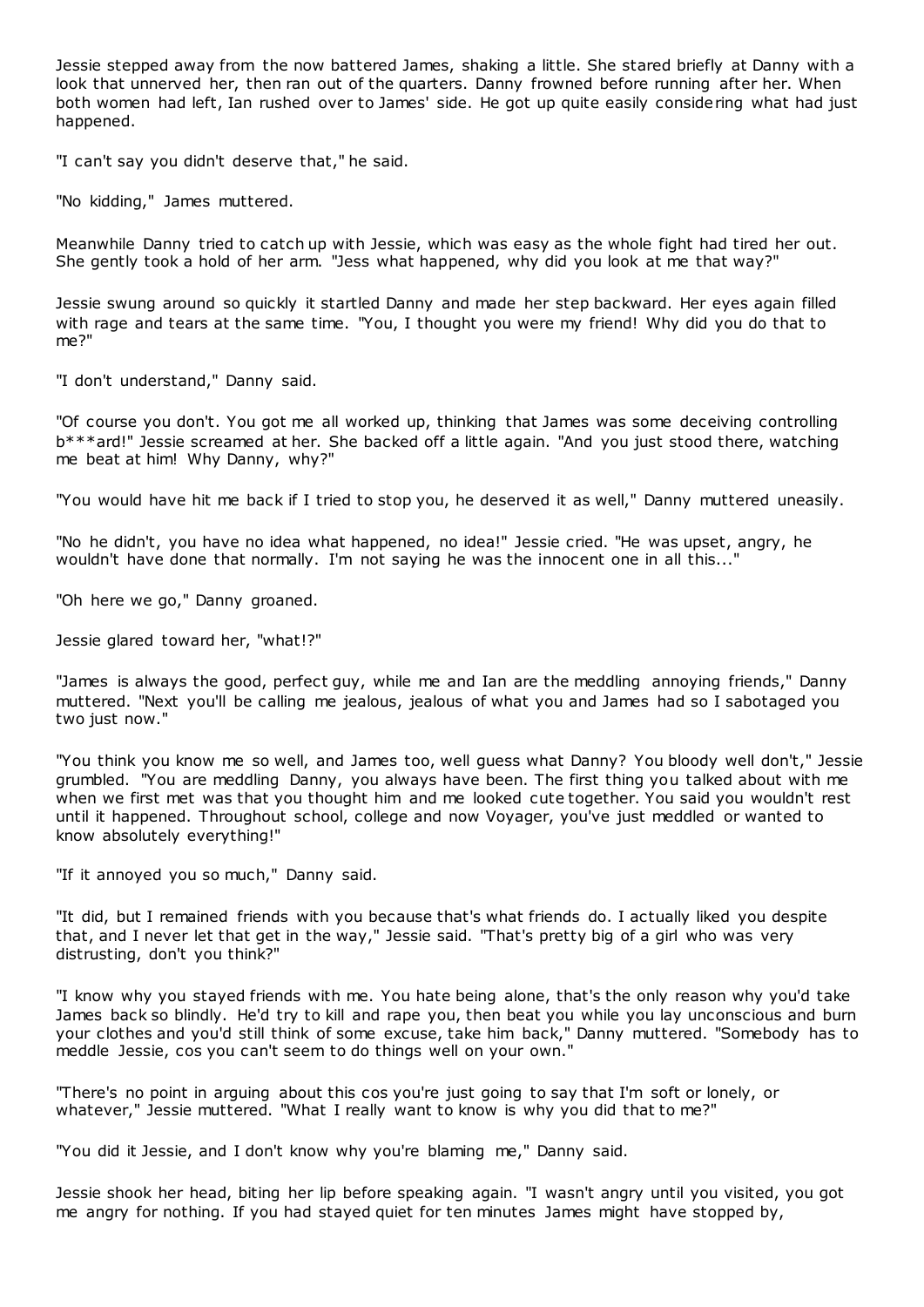Jessie stepped away from the now battered James, shaking a little. She stared briefly at Danny with a look that unnerved her, then ran out of the quarters. Danny frowned before running after her. When both women had left, Ian rushed over to James' side. He got up quite easily considering what had just happened.

"I can't say you didn't deserve that," he said.

"No kidding," James muttered.

Meanwhile Danny tried to catch up with Jessie, which was easy as the whole fight had tired her out. She gently took a hold of her arm. "Jess what happened, why did you look at me that way?"

Jessie swung around so quickly it startled Danny and made her step backward. Her eyes again filled with rage and tears at the same time. "You, I thought you were my friend! Why did you do that to me?"

"I don't understand," Danny said.

"Of course you don't. You got me all worked up, thinking that James was some deceiving controlling b***ard!" Jessie screamed at her. She backed off a little again. "And you just stood there, watching me beat at him! Why Danny, why?"

"You would have hit me back if I tried to stop you, he deserved it as well," Danny muttered uneasily.

"No he didn't, you have no idea what happened, no idea!" Jessie cried. "He was upset, angry, he wouldn't have done that normally. I'm not saying he was the innocent one in all this..."

"Oh here we go," Danny groaned.

Jessie glared toward her, "what!?"

"James is always the good, perfect guy, while me and Ian are the meddling annoying friends," Danny muttered. "Next you'll be calling me jealous, jealous of what you and James had so I sabotaged you two just now."

"You think you know me so well, and James too, well guess what Danny? You bloody well don't," Jessie grumbled. "You are meddling Danny, you always have been. The first thing you talked about with me when we first met was that you thought him and me looked cute together. You said you wouldn't rest until it happened. Throughout school, college and now Voyager, you've just meddled or wanted to know absolutely everything!"

"If it annoyed you so much," Danny said.

"It did, but I remained friends with you because that's what friends do. I actually liked you despite that, and I never let that get in the way," Jessie said. "That's pretty big of a girl who was very distrusting, don't you think?"

"I know why you stayed friends with me. You hate being alone, that's the only reason why you'd take James back so blindly. He'd try to kill and rape you, then beat you while you lay unconscious and burn your clothes and you'd still think of some excuse, take him back," Danny muttered. "Somebody has to meddle Jessie, cos you can't seem to do things well on your own."

"There's no point in arguing about this cos you're just going to say that I'm soft or lonely, or whatever," Jessie muttered. "What I really want to know is why you did that to me?"

"You did it Jessie, and I don't know why you're blaming me," Danny said.

Jessie shook her head, biting her lip before speaking again. "I wasn't angry until you visited, you got me angry for nothing. If you had stayed quiet for ten minutes James might have stopped by,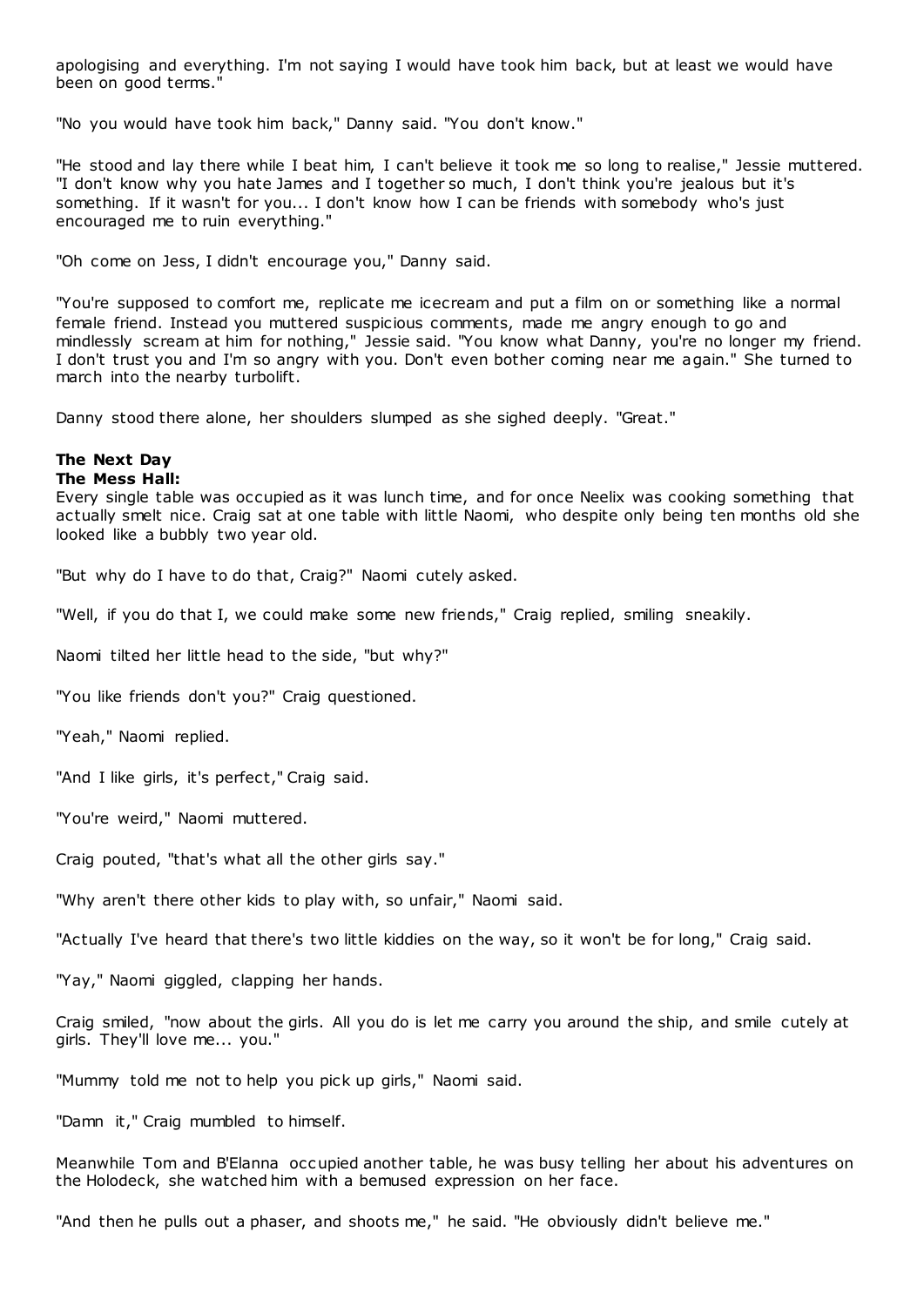apologising and everything. I'm not saying I would have took him back, but at least we would have been on good terms."

"No you would have took him back," Danny said. "You don't know."

"He stood and lay there while I beat him, I can't believe it took me so long to realise," Jessie muttered. "I don't know why you hate James and I together so much, I don't think you're jealous but it's something. If it wasn't for you... I don't know how I can be friends with somebody who's just encouraged me to ruin everything."

"Oh come on Jess, I didn't encourage you," Danny said.

"You're supposed to comfort me, replicate me icecream and put a film on or something like a normal female friend. Instead you muttered suspicious comments, made me angry enough to go and mindlessly scream at him for nothing," Jessie said. "You know what Danny, you're no longer my friend. I don't trust you and I'm so angry with you. Don't even bother coming near me again." She turned to march into the nearby turbolift.

Danny stood there alone, her shoulders slumped as she sighed deeply. "Great."

**The Next Day**
**The Mess Hall:**
Every single table was occupied as it was lunch time, and for once Neelix was cooking something that actually smelt nice. Craig sat at one table with little Naomi, who despite only being ten months old she looked like a bubbly two year old.

"But why do I have to do that, Craig?" Naomi cutely asked.

"Well, if you do that I, we could make some new friends," Craig replied, smiling sneakily.

Naomi tilted her little head to the side, "but why?"

"You like friends don't you?" Craig questioned.

"Yeah," Naomi replied.

"And I like girls, it's perfect," Craig said.

"You're weird," Naomi muttered.

Craig pouted, "that's what all the other girls say."

"Why aren't there other kids to play with, so unfair," Naomi said.

"Actually I've heard that there's two little kiddies on the way, so it won't be for long," Craig said.

"Yay," Naomi giggled, clapping her hands.

Craig smiled, "now about the girls. All you do is let me carry you around the ship, and smile cutely at girls. They'll love me... you."

"Mummy told me not to help you pick up girls," Naomi said.

"Damn it," Craig mumbled to himself.

Meanwhile Tom and B'Elanna occupied another table, he was busy telling her about his adventures on the Holodeck, she watched him with a bemused expression on her face.

"And then he pulls out a phaser, and shoots me," he said. "He obviously didn't believe me."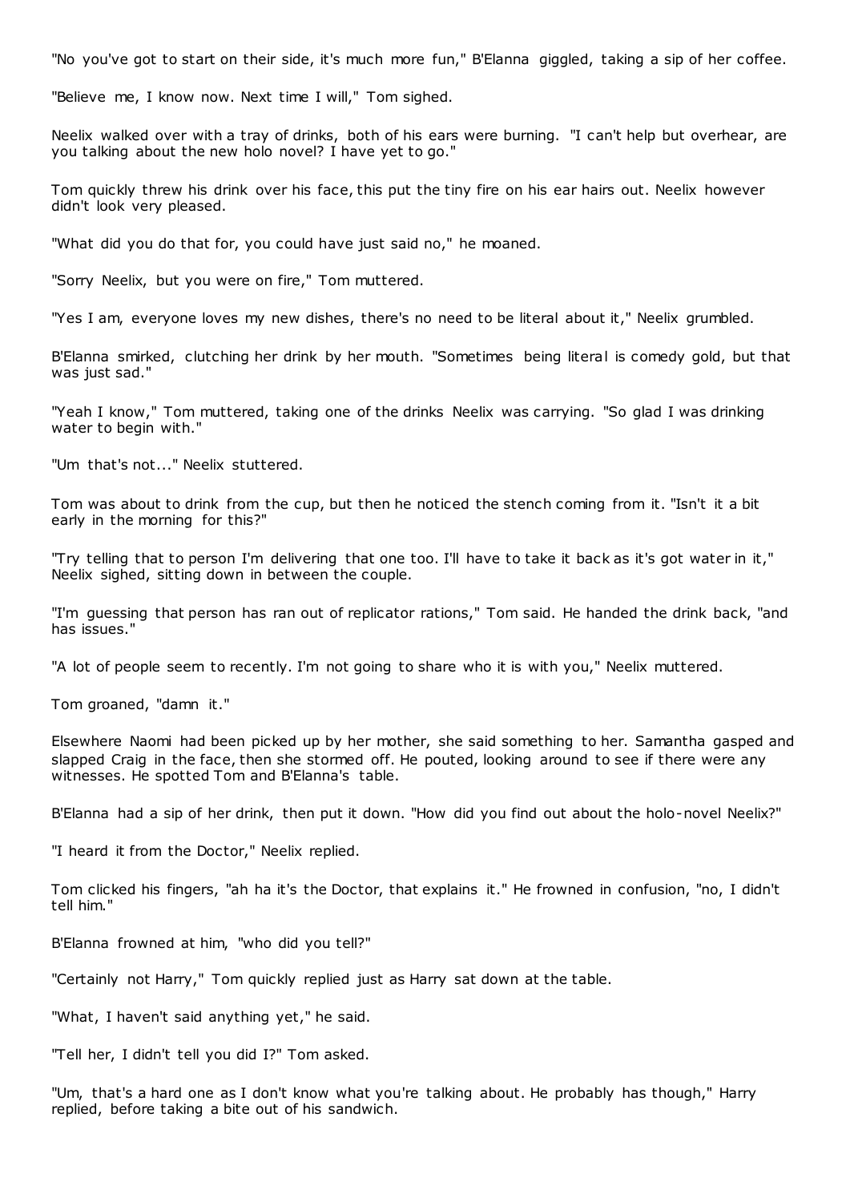"No you've got to start on their side, it's much more fun," B'Elanna giggled, taking a sip of her coffee.

"Believe me, I know now. Next time I will," Tom sighed.

Neelix walked over with a tray of drinks, both of his ears were burning. "I can't help but overhear, are you talking about the new holo novel? I have yet to go."

Tom quickly threw his drink over his face, this put the tiny fire on his ear hairs out. Neelix however didn't look very pleased.

"What did you do that for, you could have just said no," he moaned.

"Sorry Neelix, but you were on fire," Tom muttered.

"Yes I am, everyone loves my new dishes, there's no need to be literal about it," Neelix grumbled.

B'Elanna smirked, clutching her drink by her mouth. "Sometimes being literal is comedy gold, but that was just sad."

"Yeah I know," Tom muttered, taking one of the drinks Neelix was carrying. "So glad I was drinking water to begin with."

"Um that's not..." Neelix stuttered.

Tom was about to drink from the cup, but then he noticed the stench coming from it. "Isn't it a bit early in the morning for this?"

"Try telling that to person I'm delivering that one too. I'll have to take it back as it's got water in it," Neelix sighed, sitting down in between the couple.

"I'm guessing that person has ran out of replicator rations," Tom said. He handed the drink back, "and has issues."

"A lot of people seem to recently. I'm not going to share who it is with you," Neelix muttered.

Tom groaned, "damn it."

Elsewhere Naomi had been picked up by her mother, she said something to her. Samantha gasped and slapped Craig in the face, then she stormed off. He pouted, looking around to see if there were any witnesses. He spotted Tom and B'Elanna's table.

B'Elanna had a sip of her drink, then put it down. "How did you find out about the holo-novel Neelix?"

"I heard it from the Doctor," Neelix replied.

Tom clicked his fingers, "ah ha it's the Doctor, that explains it." He frowned in confusion, "no, I didn't tell him."

B'Elanna frowned at him, "who did you tell?"

"Certainly not Harry," Tom quickly replied just as Harry sat down at the table.

"What, I haven't said anything yet," he said.

"Tell her, I didn't tell you did I?" Tom asked.

"Um, that's a hard one as I don't know what you're talking about. He probably has though," Harry replied, before taking a bite out of his sandwich.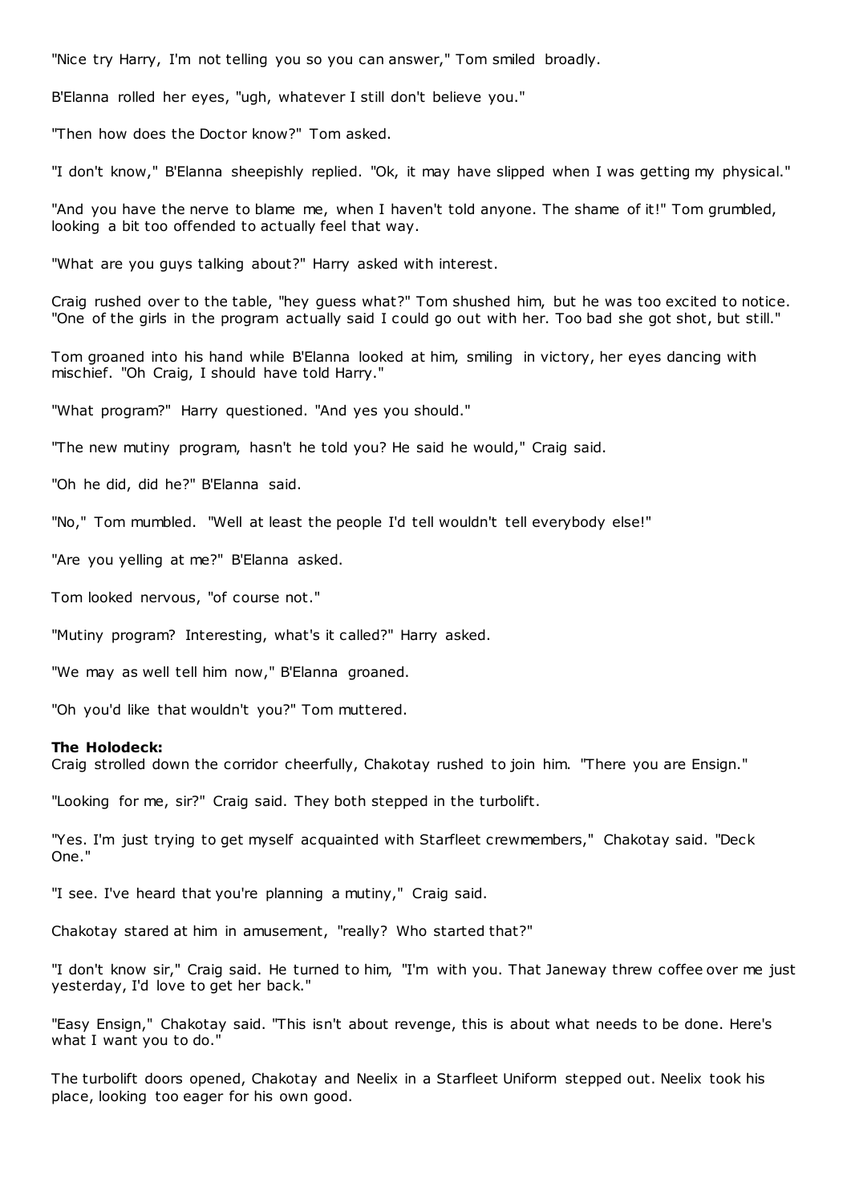"Nice try Harry, I'm not telling you so you can answer," Tom smiled broadly.

B'Elanna rolled her eyes, "ugh, whatever I still don't believe you."

"Then how does the Doctor know?" Tom asked.

"I don't know," B'Elanna sheepishly replied. "Ok, it may have slipped when I was getting my physical."

"And you have the nerve to blame me, when I haven't told anyone. The shame of it!" Tom grumbled, looking a bit too offended to actually feel that way.

"What are you guys talking about?" Harry asked with interest.

Craig rushed over to the table, "hey guess what?" Tom shushed him, but he was too excited to notice. "One of the girls in the program actually said I could go out with her. Too bad she got shot, but still."

Tom groaned into his hand while B'Elanna looked at him, smiling in victory, her eyes dancing with mischief. "Oh Craig, I should have told Harry."

"What program?" Harry questioned. "And yes you should."

"The new mutiny program, hasn't he told you? He said he would," Craig said.

"Oh he did, did he?" B'Elanna said.

"No," Tom mumbled. "Well at least the people I'd tell wouldn't tell everybody else!"

"Are you yelling at me?" B'Elanna asked.

Tom looked nervous, "of course not."

"Mutiny program? Interesting, what's it called?" Harry asked.

"We may as well tell him now," B'Elanna groaned.

"Oh you'd like that wouldn't you?" Tom muttered.

**The Holodeck:**
Craig strolled down the corridor cheerfully, Chakotay rushed to join him. "There you are Ensign."

"Looking for me, sir?" Craig said. They both stepped in the turbolift.

"Yes. I'm just trying to get myself acquainted with Starfleet crewmembers," Chakotay said. "Deck One."

"I see. I've heard that you're planning a mutiny," Craig said.

Chakotay stared at him in amusement, "really? Who started that?"

"I don't know sir," Craig said. He turned to him, "I'm with you. That Janeway threw coffee over me just yesterday, I'd love to get her back."

"Easy Ensign," Chakotay said. "This isn't about revenge, this is about what needs to be done. Here's what I want you to do."

The turbolift doors opened, Chakotay and Neelix in a Starfleet Uniform stepped out. Neelix took his place, looking too eager for his own good.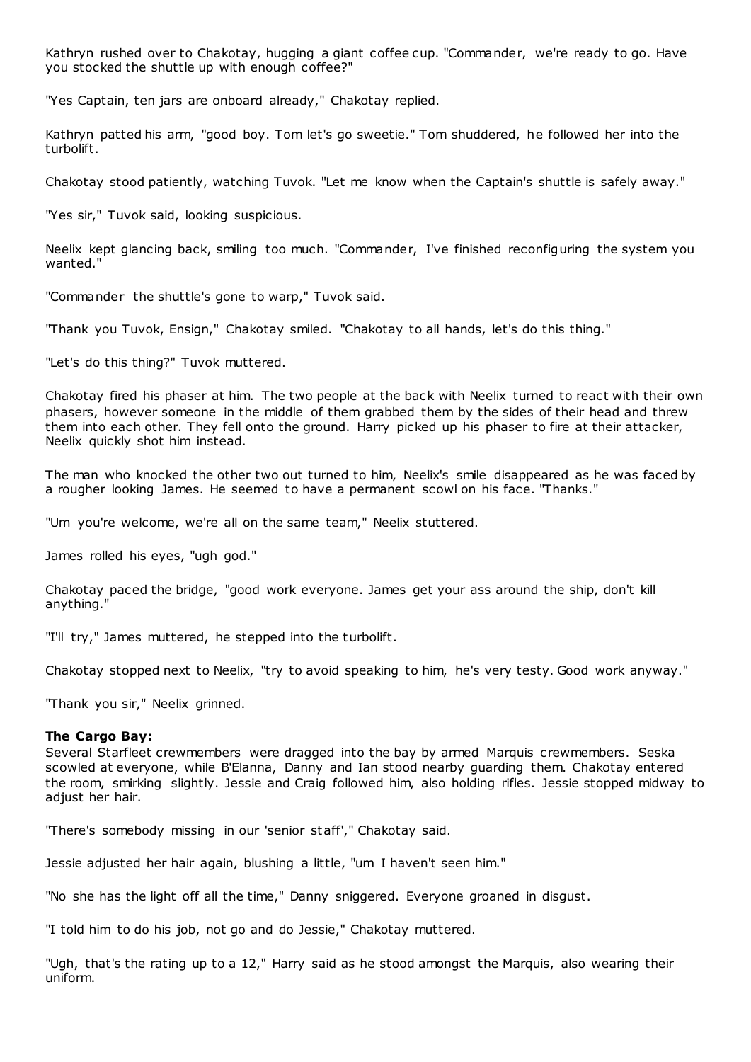Kathryn rushed over to Chakotay, hugging a giant coffee cup. "Commander, we're ready to go. Have you stocked the shuttle up with enough coffee?"

"Yes Captain, ten jars are onboard already," Chakotay replied.

Kathryn patted his arm, "good boy. Tom let's go sweetie." Tom shuddered, he followed her into the turbolift.

Chakotay stood patiently, watching Tuvok. "Let me know when the Captain's shuttle is safely away."

"Yes sir," Tuvok said, looking suspicious.

Neelix kept glancing back, smiling too much. "Commander, I've finished reconfiguring the system you wanted."

"Commander the shuttle's gone to warp," Tuvok said.

"Thank you Tuvok, Ensign," Chakotay smiled. "Chakotay to all hands, let's do this thing."

"Let's do this thing?" Tuvok muttered.

Chakotay fired his phaser at him. The two people at the back with Neelix turned to react with their own phasers, however someone in the middle of them grabbed them by the sides of their head and threw them into each other. They fell onto the ground. Harry picked up his phaser to fire at their attacker, Neelix quickly shot him instead.

The man who knocked the other two out turned to him, Neelix's smile disappeared as he was faced by a rougher looking James. He seemed to have a permanent scowl on his face. "Thanks."

"Um you're welcome, we're all on the same team," Neelix stuttered.

James rolled his eyes, "ugh god."

Chakotay paced the bridge, "good work everyone. James get your ass around the ship, don't kill anything."

"I'll try," James muttered, he stepped into the turbolift.

Chakotay stopped next to Neelix, "try to avoid speaking to him, he's very testy. Good work anyway."

"Thank you sir," Neelix grinned.

**The Cargo Bay:**
Several Starfleet crewmembers were dragged into the bay by armed Marquis crewmembers. Seska scowled at everyone, while B'Elanna, Danny and Ian stood nearby guarding them. Chakotay entered the room, smirking slightly. Jessie and Craig followed him, also holding rifles. Jessie stopped midway to adjust her hair.

"There's somebody missing in our 'senior staff'," Chakotay said.

Jessie adjusted her hair again, blushing a little, "um I haven't seen him."

"No she has the light off all the time," Danny sniggered. Everyone groaned in disgust.

"I told him to do his job, not go and do Jessie," Chakotay muttered.

"Ugh, that's the rating up to a 12," Harry said as he stood amongst the Marquis, also wearing their uniform.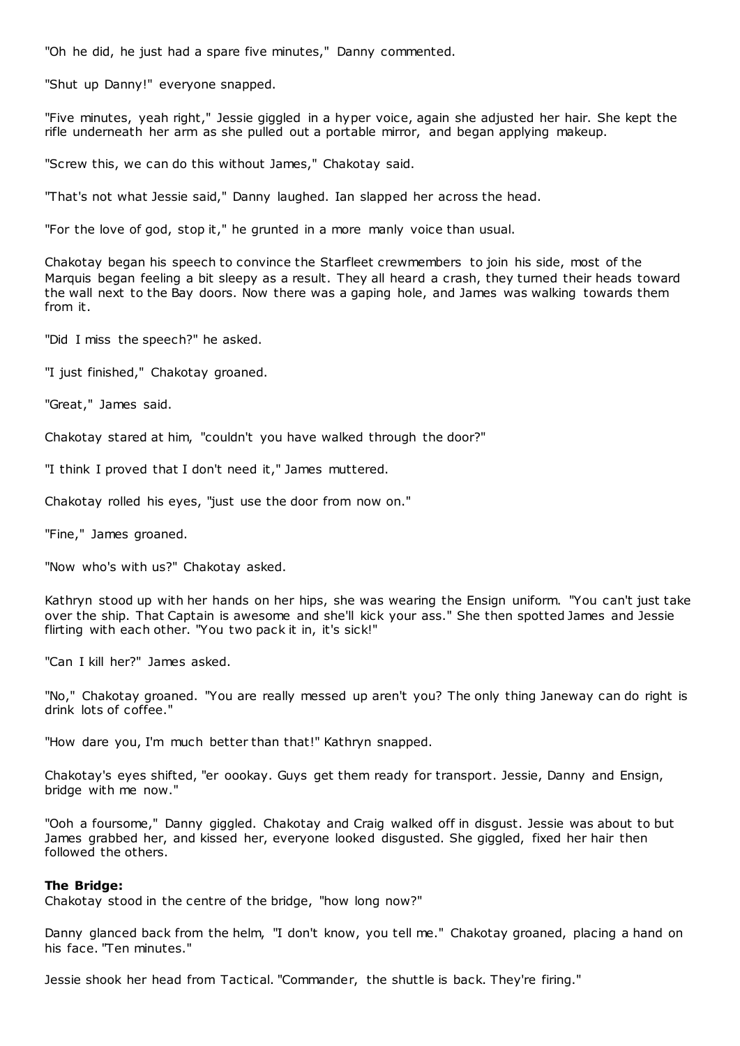"Oh he did, he just had a spare five minutes," Danny commented.

"Shut up Danny!" everyone snapped.

"Five minutes, yeah right," Jessie giggled in a hyper voice, again she adjusted her hair. She kept the rifle underneath her arm as she pulled out a portable mirror, and began applying makeup.

"Screw this, we can do this without James," Chakotay said.

"That's not what Jessie said," Danny laughed. Ian slapped her across the head.

"For the love of god, stop it," he grunted in a more manly voice than usual.

Chakotay began his speech to convince the Starfleet crewmembers to join his side, most of the Marquis began feeling a bit sleepy as a result. They all heard a crash, they turned their heads toward the wall next to the Bay doors. Now there was a gaping hole, and James was walking towards them from it.

"Did I miss the speech?" he asked.

"I just finished," Chakotay groaned.

"Great," James said.

Chakotay stared at him, "couldn't you have walked through the door?"

"I think I proved that I don't need it," James muttered.

Chakotay rolled his eyes, "just use the door from now on."

"Fine," James groaned.

"Now who's with us?" Chakotay asked.

Kathryn stood up with her hands on her hips, she was wearing the Ensign uniform. "You can't just take over the ship. That Captain is awesome and she'll kick your ass." She then spotted James and Jessie flirting with each other. "You two pack it in, it's sick!"

"Can I kill her?" James asked.

"No," Chakotay groaned. "You are really messed up aren't you? The only thing Janeway can do right is drink lots of coffee."

"How dare you, I'm much better than that!" Kathryn snapped.

Chakotay's eyes shifted, "er oookay. Guys get them ready for transport. Jessie, Danny and Ensign, bridge with me now."

"Ooh a foursome," Danny giggled. Chakotay and Craig walked off in disgust. Jessie was about to but James grabbed her, and kissed her, everyone looked disgusted. She giggled, fixed her hair then followed the others.

**The Bridge:**
Chakotay stood in the centre of the bridge, "how long now?"

Danny glanced back from the helm, "I don't know, you tell me." Chakotay groaned, placing a hand on his face. "Ten minutes."

Jessie shook her head from Tactical. "Commander, the shuttle is back. They're firing."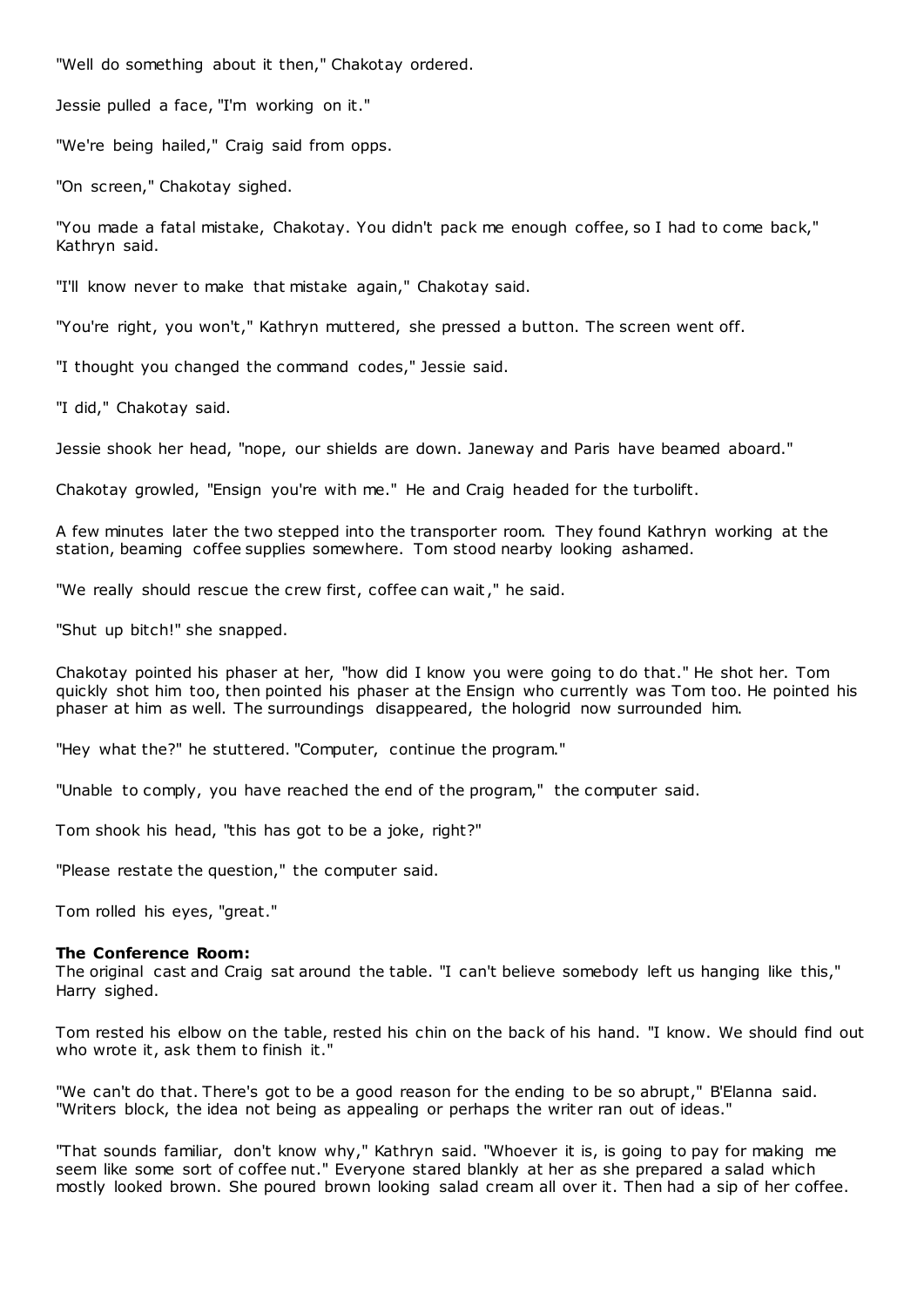"Well do something about it then," Chakotay ordered.

Jessie pulled a face, "I'm working on it."

"We're being hailed," Craig said from opps.

"On screen," Chakotay sighed.

"You made a fatal mistake, Chakotay. You didn't pack me enough coffee, so I had to come back," Kathryn said.

"I'll know never to make that mistake again," Chakotay said.

"You're right, you won't," Kathryn muttered, she pressed a button. The screen went off.

"I thought you changed the command codes," Jessie said.

"I did," Chakotay said.

Jessie shook her head, "nope, our shields are down. Janeway and Paris have beamed aboard."

Chakotay growled, "Ensign you're with me." He and Craig headed for the turbolift.

A few minutes later the two stepped into the transporter room. They found Kathryn working at the station, beaming coffee supplies somewhere. Tom stood nearby looking ashamed.

"We really should rescue the crew first, coffee can wait," he said.

"Shut up bitch!" she snapped.

Chakotay pointed his phaser at her, "how did I know you were going to do that." He shot her. Tom quickly shot him too, then pointed his phaser at the Ensign who currently was Tom too. He pointed his phaser at him as well. The surroundings disappeared, the hologrid now surrounded him.

"Hey what the?" he stuttered. "Computer, continue the program."

"Unable to comply, you have reached the end of the program," the computer said.

Tom shook his head, "this has got to be a joke, right?"

"Please restate the question," the computer said.

Tom rolled his eyes, "great."

**The Conference Room:**
The original cast and Craig sat around the table. "I can't believe somebody left us hanging like this," Harry sighed.

Tom rested his elbow on the table, rested his chin on the back of his hand. "I know. We should find out who wrote it, ask them to finish it."

"We can't do that. There's got to be a good reason for the ending to be so abrupt," B'Elanna said. "Writers block, the idea not being as appealing or perhaps the writer ran out of ideas."

"That sounds familiar, don't know why," Kathryn said. "Whoever it is, is going to pay for making me seem like some sort of coffee nut." Everyone stared blankly at her as she prepared a salad which mostly looked brown. She poured brown looking salad cream all over it. Then had a sip of her coffee.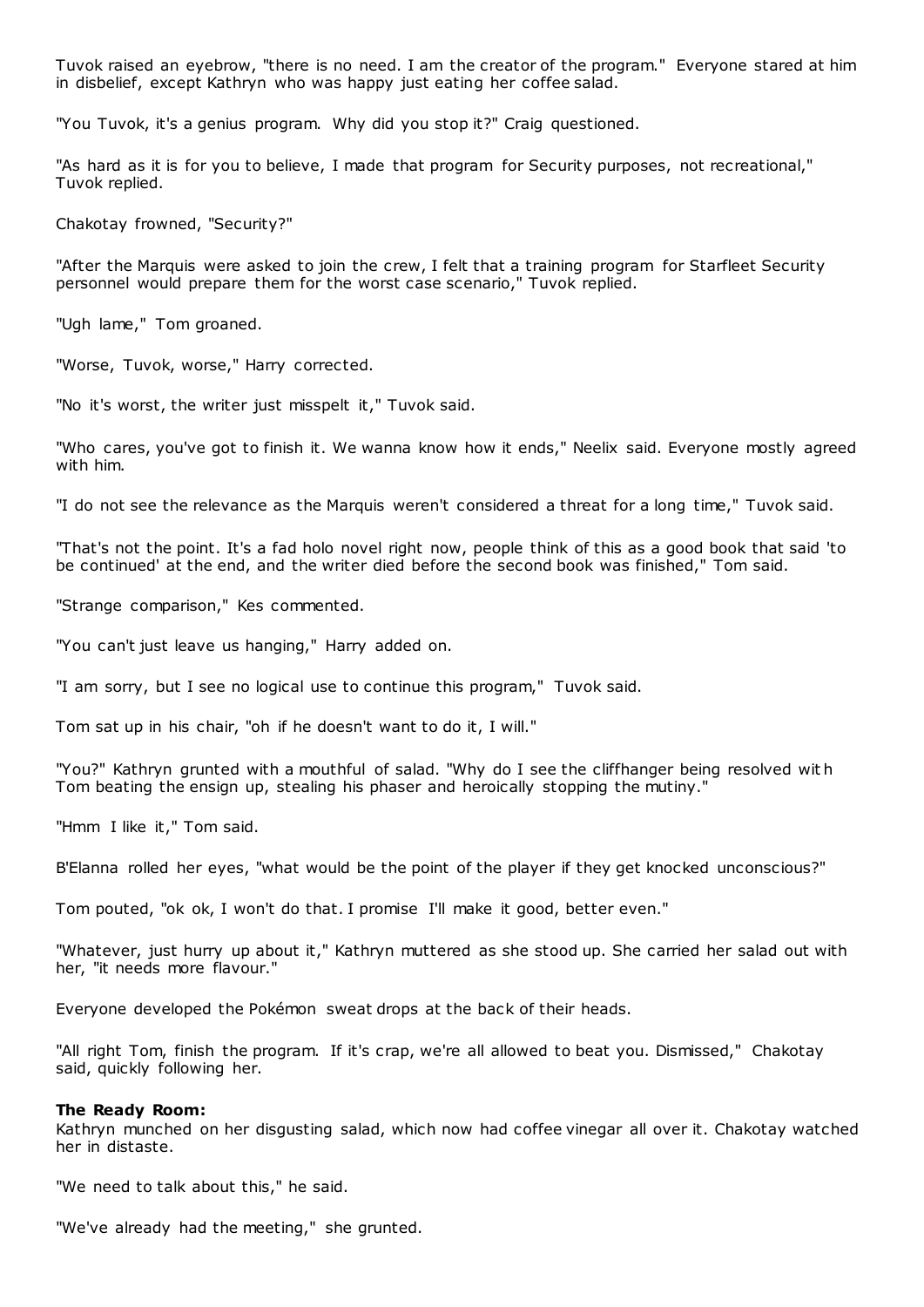Tuvok raised an eyebrow, "there is no need. I am the creator of the program." Everyone stared at him in disbelief, except Kathryn who was happy just eating her coffee salad.

"You Tuvok, it's a genius program. Why did you stop it?" Craig questioned.

"As hard as it is for you to believe, I made that program for Security purposes, not recreational," Tuvok replied.

Chakotay frowned, "Security?"

"After the Marquis were asked to join the crew, I felt that a training program for Starfleet Security personnel would prepare them for the worst case scenario," Tuvok replied.

"Ugh lame," Tom groaned.

"Worse, Tuvok, worse," Harry corrected.

"No it's worst, the writer just misspelt it," Tuvok said.

"Who cares, you've got to finish it. We wanna know how it ends," Neelix said. Everyone mostly agreed with him.

"I do not see the relevance as the Marquis weren't considered a threat for a long time," Tuvok said.

"That's not the point. It's a fad holo novel right now, people think of this as a good book that said 'to be continued' at the end, and the writer died before the second book was finished," Tom said.

"Strange comparison," Kes commented.

"You can't just leave us hanging," Harry added on.

"I am sorry, but I see no logical use to continue this program," Tuvok said.

Tom sat up in his chair, "oh if he doesn't want to do it, I will."

"You?" Kathryn grunted with a mouthful of salad. "Why do I see the cliffhanger being resolved with Tom beating the ensign up, stealing his phaser and heroically stopping the mutiny."

"Hmm I like it," Tom said.

B'Elanna rolled her eyes, "what would be the point of the player if they get knocked unconscious?"

Tom pouted, "ok ok, I won't do that. I promise I'll make it good, better even."

"Whatever, just hurry up about it," Kathryn muttered as she stood up. She carried her salad out with her, "it needs more flavour."

Everyone developed the Pokémon sweat drops at the back of their heads.

"All right Tom, finish the program. If it's crap, we're all allowed to beat you. Dismissed," Chakotay said, quickly following her.

**The Ready Room:**
Kathryn munched on her disgusting salad, which now had coffee vinegar all over it. Chakotay watched her in distaste.

"We need to talk about this," he said.

"We've already had the meeting," she grunted.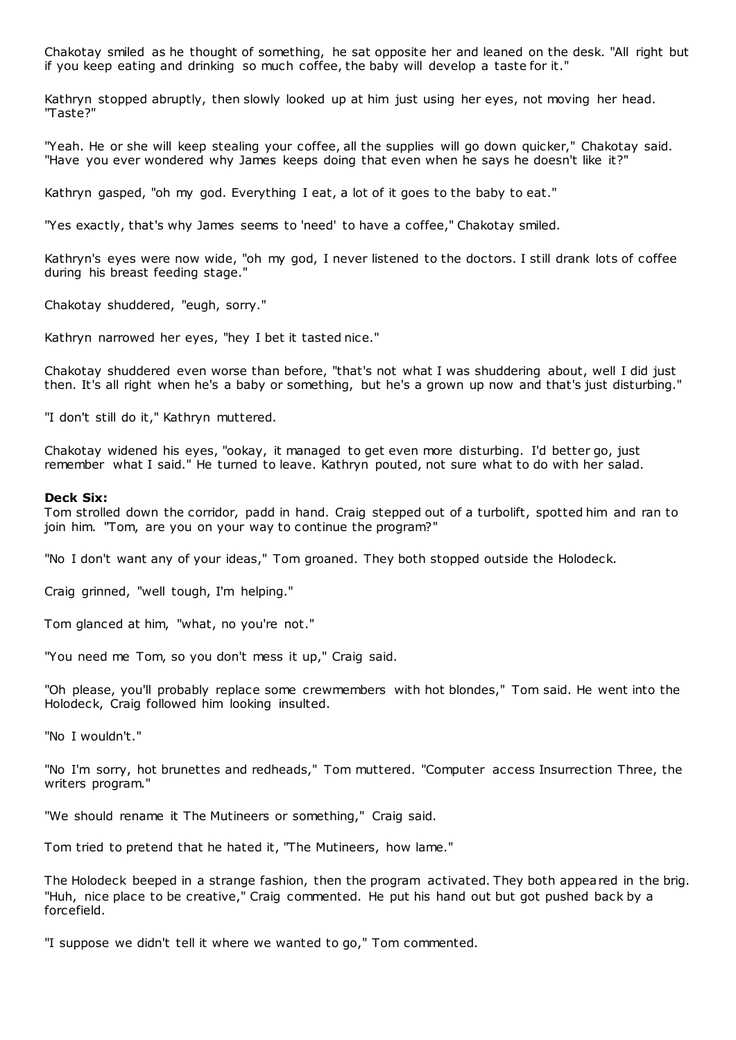Chakotay smiled as he thought of something, he sat opposite her and leaned on the desk. "All right but if you keep eating and drinking so much coffee, the baby will develop a taste for it."

Kathryn stopped abruptly, then slowly looked up at him just using her eyes, not moving her head. "Taste?"

"Yeah. He or she will keep stealing your coffee, all the supplies will go down quicker," Chakotay said. "Have you ever wondered why James keeps doing that even when he says he doesn't like it?"

Kathryn gasped, "oh my god. Everything I eat, a lot of it goes to the baby to eat."

"Yes exactly, that's why James seems to 'need' to have a coffee," Chakotay smiled.

Kathryn's eyes were now wide, "oh my god, I never listened to the doctors. I still drank lots of coffee during his breast feeding stage."

Chakotay shuddered, "eugh, sorry."

Kathryn narrowed her eyes, "hey I bet it tasted nice."

Chakotay shuddered even worse than before, "that's not what I was shuddering about, well I did just then. It's all right when he's a baby or something, but he's a grown up now and that's just disturbing."

"I don't still do it," Kathryn muttered.

Chakotay widened his eyes, "ookay, it managed to get even more disturbing. I'd better go, just remember what I said." He turned to leave. Kathryn pouted, not sure what to do with her salad.

**Deck Six:**
Tom strolled down the corridor, padd in hand. Craig stepped out of a turbolift, spotted him and ran to join him. "Tom, are you on your way to continue the program?"

"No I don't want any of your ideas," Tom groaned. They both stopped outside the Holodeck.

Craig grinned, "well tough, I'm helping."

Tom glanced at him, "what, no you're not."

"You need me Tom, so you don't mess it up," Craig said.

"Oh please, you'll probably replace some crewmembers with hot blondes," Tom said. He went into the Holodeck, Craig followed him looking insulted.

"No I wouldn't."

"No I'm sorry, hot brunettes and redheads," Tom muttered. "Computer access Insurrection Three, the writers program."

"We should rename it The Mutineers or something," Craig said.

Tom tried to pretend that he hated it, "The Mutineers, how lame."

The Holodeck beeped in a strange fashion, then the program activated. They both appeared in the brig. "Huh, nice place to be creative," Craig commented. He put his hand out but got pushed back by a forcefield.

"I suppose we didn't tell it where we wanted to go," Tom commented.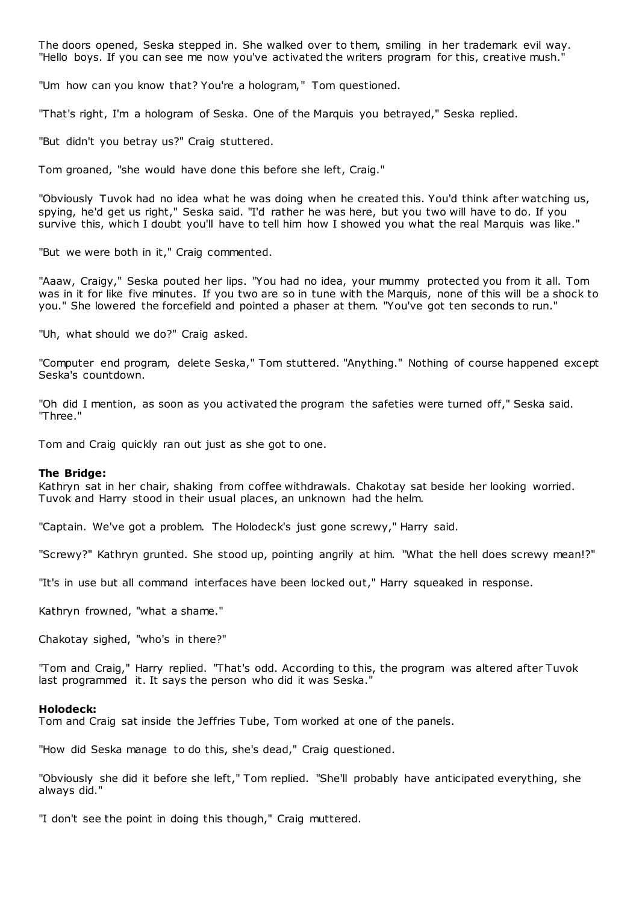The doors opened, Seska stepped in. She walked over to them, smiling in her trademark evil way. "Hello boys. If you can see me now you've activated the writers program for this, creative mush."

"Um how can you know that? You're a hologram," Tom questioned.

"That's right, I'm a hologram of Seska. One of the Marquis you betrayed," Seska replied.

"But didn't you betray us?" Craig stuttered.

Tom groaned, "she would have done this before she left, Craig."

"Obviously Tuvok had no idea what he was doing when he created this. You'd think after watching us, spying, he'd get us right," Seska said. "I'd rather he was here, but you two will have to do. If you survive this, which I doubt you'll have to tell him how I showed you what the real Marquis was like."

"But we were both in it," Craig commented.

"Aaaw, Craigy," Seska pouted her lips. "You had no idea, your mummy protected you from it all. Tom was in it for like five minutes. If you two are so in tune with the Marquis, none of this will be a shock to you." She lowered the forcefield and pointed a phaser at them. "You've got ten seconds to run."

"Uh, what should we do?" Craig asked.

"Computer end program, delete Seska," Tom stuttered. "Anything." Nothing of course happened except Seska's countdown.

"Oh did I mention, as soon as you activated the program the safeties were turned off," Seska said. "Three."

Tom and Craig quickly ran out just as she got to one.

**The Bridge:**
Kathryn sat in her chair, shaking from coffee withdrawals. Chakotay sat beside her looking worried. Tuvok and Harry stood in their usual places, an unknown had the helm.

"Captain. We've got a problem. The Holodeck's just gone screwy," Harry said.

"Screwy?" Kathryn grunted. She stood up, pointing angrily at him. "What the hell does screwy mean!?"

"It's in use but all command interfaces have been locked out," Harry squeaked in response.

Kathryn frowned, "what a shame."

Chakotay sighed, "who's in there?"

"Tom and Craig," Harry replied. "That's odd. According to this, the program was altered after Tuvok last programmed it. It says the person who did it was Seska."

**Holodeck:**
Tom and Craig sat inside the Jeffries Tube, Tom worked at one of the panels.

"How did Seska manage to do this, she's dead," Craig questioned.

"Obviously she did it before she left," Tom replied. "She'll probably have anticipated everything, she always did."

"I don't see the point in doing this though," Craig muttered.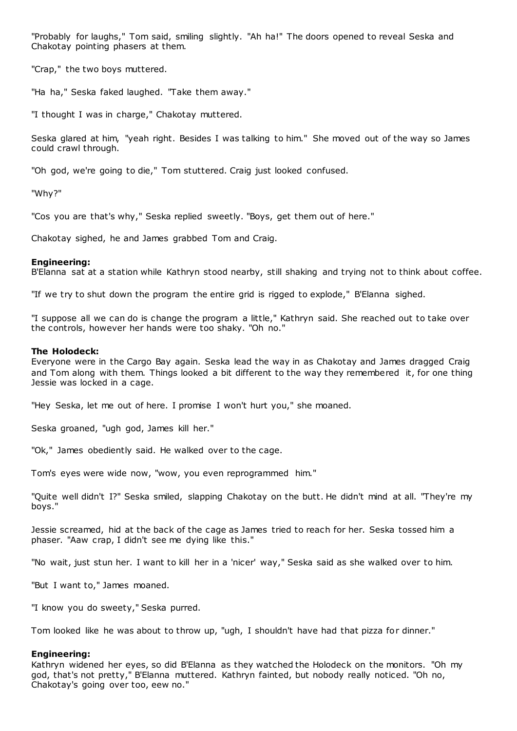"Probably for laughs," Tom said, smiling slightly. "Ah ha!" The doors opened to reveal Seska and Chakotay pointing phasers at them.

"Crap," the two boys muttered.

"Ha ha," Seska faked laughed. "Take them away."

"I thought I was in charge," Chakotay muttered.

Seska glared at him, "yeah right. Besides I was talking to him." She moved out of the way so James could crawl through.

"Oh god, we're going to die," Tom stuttered. Craig just looked confused.

"Why?"

"Cos you are that's why," Seska replied sweetly. "Boys, get them out of here."

Chakotay sighed, he and James grabbed Tom and Craig.

**Engineering:**
B'Elanna sat at a station while Kathryn stood nearby, still shaking and trying not to think about coffee.

"If we try to shut down the program the entire grid is rigged to explode," B'Elanna sighed.

"I suppose all we can do is change the program a little," Kathryn said. She reached out to take over the controls, however her hands were too shaky. "Oh no."

**The Holodeck:**
Everyone were in the Cargo Bay again. Seska lead the way in as Chakotay and James dragged Craig and Tom along with them. Things looked a bit different to the way they remembered it, for one thing Jessie was locked in a cage.

"Hey Seska, let me out of here. I promise I won't hurt you," she moaned.

Seska groaned, "ugh god, James kill her."

"Ok," James obediently said. He walked over to the cage.

Tom's eyes were wide now, "wow, you even reprogrammed him."

"Quite well didn't I?" Seska smiled, slapping Chakotay on the butt. He didn't mind at all. "They're my boys."

Jessie screamed, hid at the back of the cage as James tried to reach for her. Seska tossed him a phaser. "Aaw crap, I didn't see me dying like this."

"No wait, just stun her. I want to kill her in a 'nicer' way," Seska said as she walked over to him.

"But I want to," James moaned.

"I know you do sweety," Seska purred.

Tom looked like he was about to throw up, "ugh, I shouldn't have had that pizza for dinner."

**Engineering:**
Kathryn widened her eyes, so did B'Elanna as they watched the Holodeck on the monitors. "Oh my god, that's not pretty," B'Elanna muttered. Kathryn fainted, but nobody really noticed. "Oh no, Chakotay's going over too, eew no."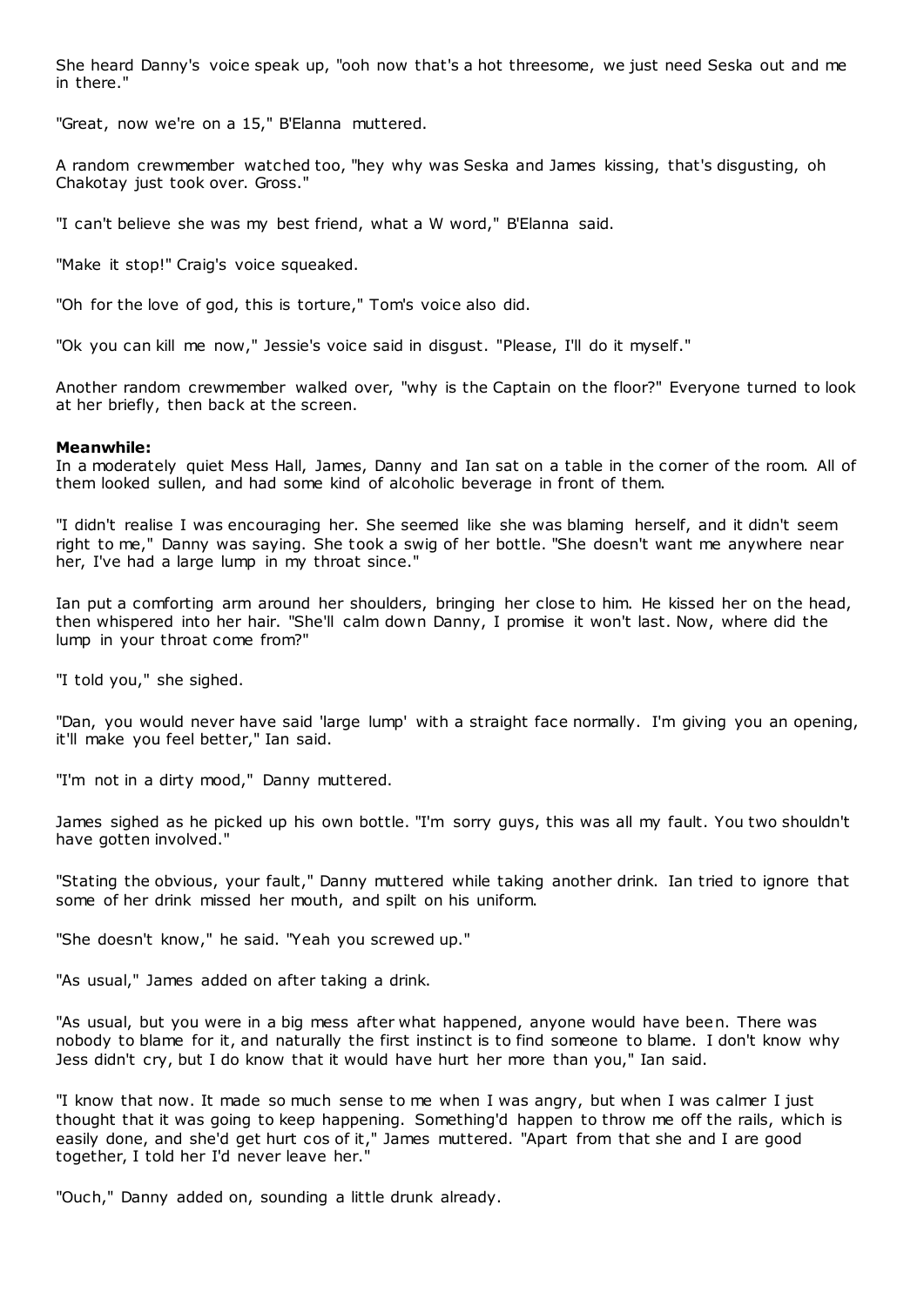She heard Danny's voice speak up, "ooh now that's a hot threesome, we just need Seska out and me in there."

"Great, now we're on a 15," B'Elanna muttered.

A random crewmember watched too, "hey why was Seska and James kissing, that's disgusting, oh Chakotay just took over. Gross."

"I can't believe she was my best friend, what a W word," B'Elanna said.

"Make it stop!" Craig's voice squeaked.

"Oh for the love of god, this is torture," Tom's voice also did.

"Ok you can kill me now," Jessie's voice said in disgust. "Please, I'll do it myself."

Another random crewmember walked over, "why is the Captain on the floor?" Everyone turned to look at her briefly, then back at the screen.

**Meanwhile:**
In a moderately quiet Mess Hall, James, Danny and Ian sat on a table in the corner of the room. All of them looked sullen, and had some kind of alcoholic beverage in front of them.

"I didn't realise I was encouraging her. She seemed like she was blaming herself, and it didn't seem right to me," Danny was saying. She took a swig of her bottle. "She doesn't want me anywhere near her, I've had a large lump in my throat since."

Ian put a comforting arm around her shoulders, bringing her close to him. He kissed her on the head, then whispered into her hair. "She'll calm down Danny, I promise it won't last. Now, where did the lump in your throat come from?"

"I told you," she sighed.

"Dan, you would never have said 'large lump' with a straight face normally. I'm giving you an opening, it'll make you feel better," Ian said.

"I'm not in a dirty mood," Danny muttered.

James sighed as he picked up his own bottle. "I'm sorry guys, this was all my fault. You two shouldn't have gotten involved."

"Stating the obvious, your fault," Danny muttered while taking another drink. Ian tried to ignore that some of her drink missed her mouth, and spilt on his uniform.

"She doesn't know," he said. "Yeah you screwed up."

"As usual," James added on after taking a drink.

"As usual, but you were in a big mess after what happened, anyone would have been. There was nobody to blame for it, and naturally the first instinct is to find someone to blame. I don't know why Jess didn't cry, but I do know that it would have hurt her more than you," Ian said.

"I know that now. It made so much sense to me when I was angry, but when I was calmer I just thought that it was going to keep happening. Something'd happen to throw me off the rails, which is easily done, and she'd get hurt cos of it," James muttered. "Apart from that she and I are good together, I told her I'd never leave her."

"Ouch," Danny added on, sounding a little drunk already.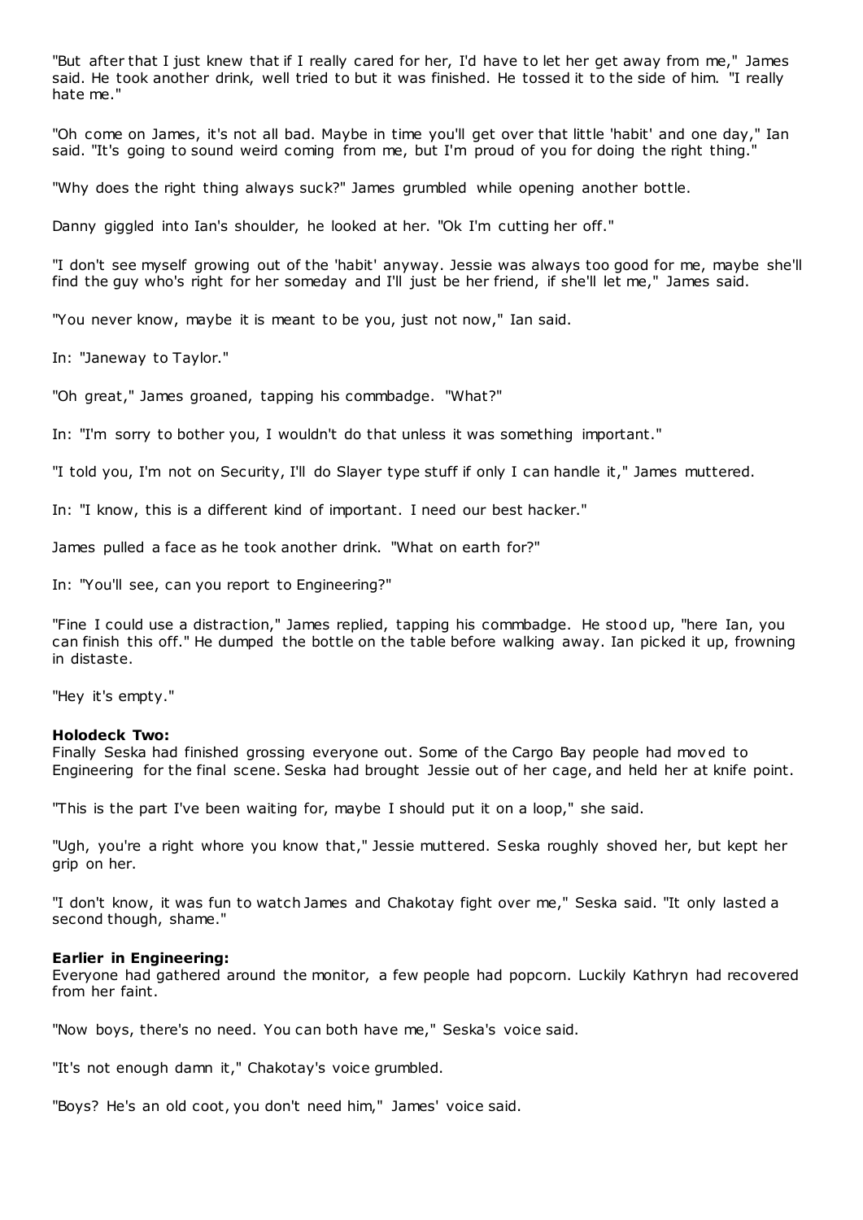"But after that I just knew that if I really cared for her, I'd have to let her get away from me," James said. He took another drink, well tried to but it was finished. He tossed it to the side of him. "I really hate me."

"Oh come on James, it's not all bad. Maybe in time you'll get over that little 'habit' and one day," Ian said. "It's going to sound weird coming from me, but I'm proud of you for doing the right thing."

"Why does the right thing always suck?" James grumbled while opening another bottle.

Danny giggled into Ian's shoulder, he looked at her. "Ok I'm cutting her off."

"I don't see myself growing out of the 'habit' anyway. Jessie was always too good for me, maybe she'll find the guy who's right for her someday and I'll just be her friend, if she'll let me," James said.

"You never know, maybe it is meant to be you, just not now," Ian said.

In: "Janeway to Taylor."

"Oh great," James groaned, tapping his commbadge. "What?"

In: "I'm sorry to bother you, I wouldn't do that unless it was something important."

"I told you, I'm not on Security, I'll do Slayer type stuff if only I can handle it," James muttered.

In: "I know, this is a different kind of important. I need our best hacker."

James pulled a face as he took another drink. "What on earth for?"

In: "You'll see, can you report to Engineering?"

"Fine I could use a distraction," James replied, tapping his commbadge. He stood up, "here Ian, you can finish this off." He dumped the bottle on the table before walking away. Ian picked it up, frowning in distaste.

"Hey it's empty."

**Holodeck Two:**
Finally Seska had finished grossing everyone out. Some of the Cargo Bay people had moved to Engineering for the final scene. Seska had brought Jessie out of her cage, and held her at knife point.

"This is the part I've been waiting for, maybe I should put it on a loop," she said.

"Ugh, you're a right whore you know that," Jessie muttered. Seska roughly shoved her, but kept her grip on her.

"I don't know, it was fun to watch James and Chakotay fight over me," Seska said. "It only lasted a second though, shame."

**Earlier in Engineering:**
Everyone had gathered around the monitor, a few people had popcorn. Luckily Kathryn had recovered from her faint.

"Now boys, there's no need. You can both have me," Seska's voice said.

"It's not enough damn it," Chakotay's voice grumbled.

"Boys? He's an old coot, you don't need him," James' voice said.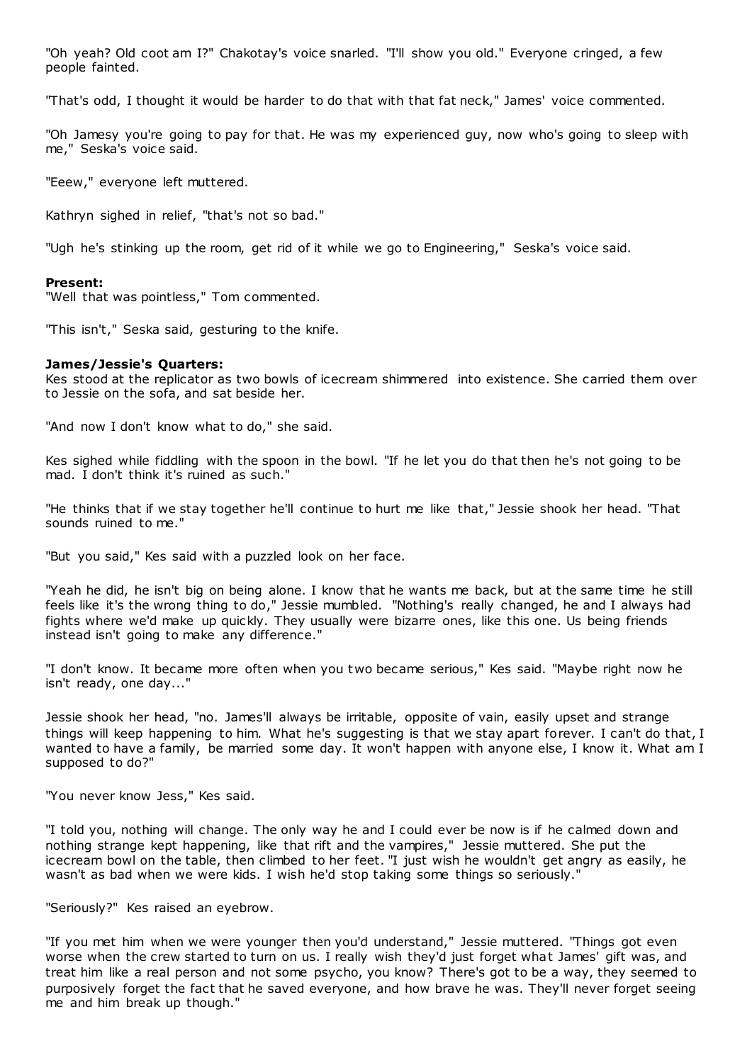"Oh yeah? Old coot am I?" Chakotay's voice snarled. "I'll show you old." Everyone cringed, a few people fainted.

"That's odd, I thought it would be harder to do that with that fat neck," James' voice commented.

"Oh Jamesy you're going to pay for that. He was my experienced guy, now who's going to sleep with me," Seska's voice said.

"Eeew," everyone left muttered.

Kathryn sighed in relief, "that's not so bad."

"Ugh he's stinking up the room, get rid of it while we go to Engineering," Seska's voice said.

**Present:**
"Well that was pointless," Tom commented.

"This isn't," Seska said, gesturing to the knife.

**James/Jessie's Quarters:**
Kes stood at the replicator as two bowls of icecream shimmered into existence. She carried them over to Jessie on the sofa, and sat beside her.

"And now I don't know what to do," she said.

Kes sighed while fiddling with the spoon in the bowl. "If he let you do that then he's not going to be mad. I don't think it's ruined as such."

"He thinks that if we stay together he'll continue to hurt me like that," Jessie shook her head. "That sounds ruined to me."

"But you said," Kes said with a puzzled look on her face.

"Yeah he did, he isn't big on being alone. I know that he wants me back, but at the same time he still feels like it's the wrong thing to do," Jessie mumbled. "Nothing's really changed, he and I always had fights where we'd make up quickly. They usually were bizarre ones, like this one. Us being friends instead isn't going to make any difference."

"I don't know. It became more often when you two became serious," Kes said. "Maybe right now he isn't ready, one day..."

Jessie shook her head, "no. James'll always be irritable, opposite of vain, easily upset and strange things will keep happening to him. What he's suggesting is that we stay apart forever. I can't do that, I wanted to have a family, be married some day. It won't happen with anyone else, I know it. What am I supposed to do?"

"You never know Jess," Kes said.

"I told you, nothing will change. The only way he and I could ever be now is if he calmed down and nothing strange kept happening, like that rift and the vampires," Jessie muttered. She put the icecream bowl on the table, then climbed to her feet. "I just wish he wouldn't get angry as easily, he wasn't as bad when we were kids. I wish he'd stop taking some things so seriously."

"Seriously?" Kes raised an eyebrow.

"If you met him when we were younger then you'd understand," Jessie muttered. "Things got even worse when the crew started to turn on us. I really wish they'd just forget what James' gift was, and treat him like a real person and not some psycho, you know? There's got to be a way, they seemed to purposively forget the fact that he saved everyone, and how brave he was. They'll never forget seeing me and him break up though."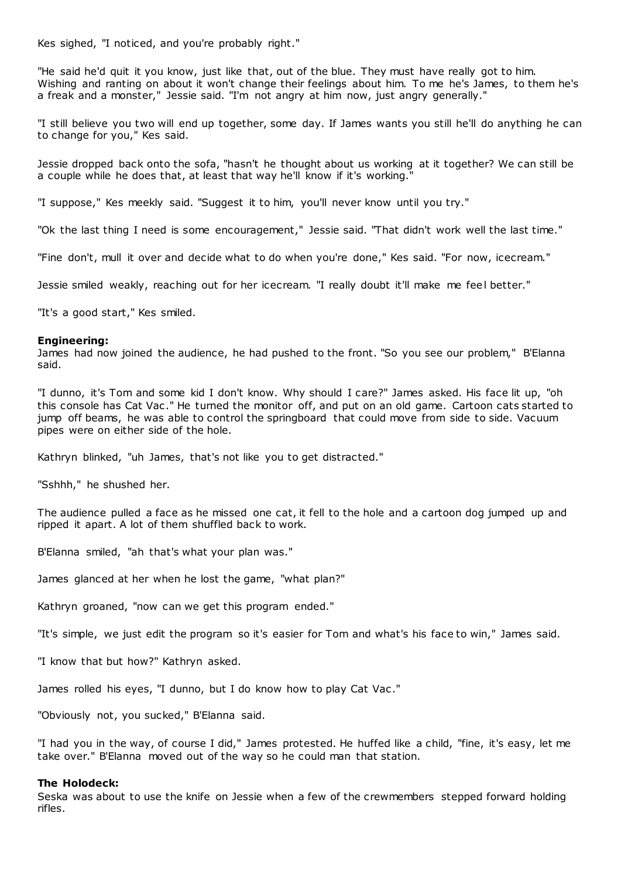Kes sighed, "I noticed, and you're probably right."

"He said he'd quit it you know, just like that, out of the blue. They must have really got to him. Wishing and ranting on about it won't change their feelings about him. To me he's James, to them he's a freak and a monster," Jessie said. "I'm not angry at him now, just angry generally."

"I still believe you two will end up together, some day. If James wants you still he'll do anything he can to change for you," Kes said.

Jessie dropped back onto the sofa, "hasn't he thought about us working at it together? We can still be a couple while he does that, at least that way he'll know if it's working."

"I suppose," Kes meekly said. "Suggest it to him, you'll never know until you try."

"Ok the last thing I need is some encouragement," Jessie said. "That didn't work well the last time."

"Fine don't, mull it over and decide what to do when you're done," Kes said. "For now, icecream."

Jessie smiled weakly, reaching out for her icecream. "I really doubt it'll make me feel better."

"It's a good start," Kes smiled.

**Engineering:**
James had now joined the audience, he had pushed to the front. "So you see our problem," B'Elanna said.

"I dunno, it's Tom and some kid I don't know. Why should I care?" James asked. His face lit up, "oh this console has Cat Vac." He turned the monitor off, and put on an old game. Cartoon cats started to jump off beams, he was able to control the springboard that could move from side to side. Vacuum pipes were on either side of the hole.

Kathryn blinked, "uh James, that's not like you to get distracted."

"Sshhh," he shushed her.

The audience pulled a face as he missed one cat, it fell to the hole and a cartoon dog jumped up and ripped it apart. A lot of them shuffled back to work.

B'Elanna smiled, "ah that's what your plan was."

James glanced at her when he lost the game, "what plan?"

Kathryn groaned, "now can we get this program ended."

"It's simple, we just edit the program so it's easier for Tom and what's his face to win," James said.

"I know that but how?" Kathryn asked.

James rolled his eyes, "I dunno, but I do know how to play Cat Vac."

"Obviously not, you sucked," B'Elanna said.

"I had you in the way, of course I did," James protested. He huffed like a child, "fine, it's easy, let me take over." B'Elanna moved out of the way so he could man that station.

**The Holodeck:**
Seska was about to use the knife on Jessie when a few of the crewmembers stepped forward holding rifles.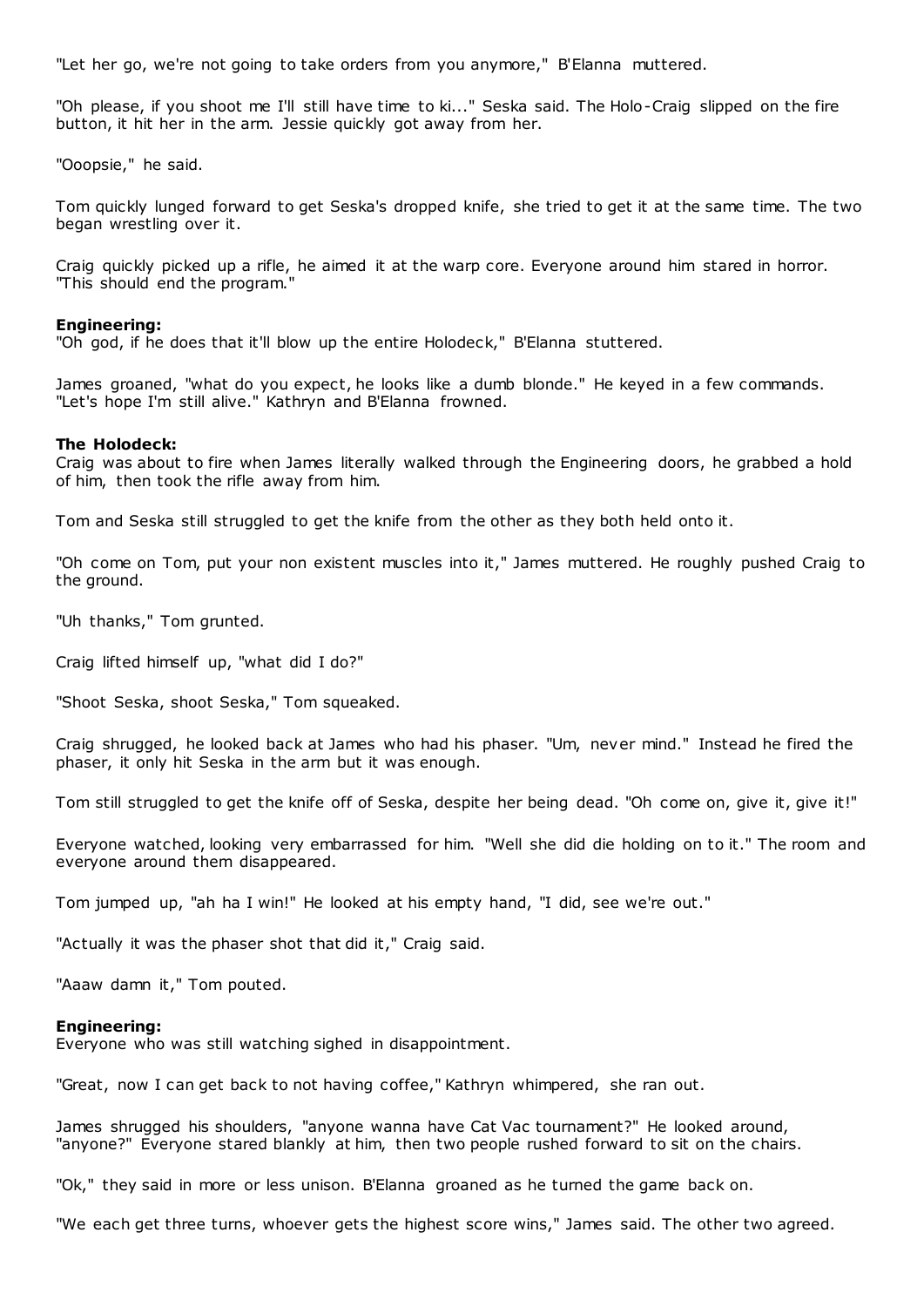"Let her go, we're not going to take orders from you anymore," B'Elanna muttered.

"Oh please, if you shoot me I'll still have time to ki..." Seska said. The Holo-Craig slipped on the fire button, it hit her in the arm. Jessie quickly got away from her.

"Ooopsie," he said.

Tom quickly lunged forward to get Seska's dropped knife, she tried to get it at the same time. The two began wrestling over it.

Craig quickly picked up a rifle, he aimed it at the warp core. Everyone around him stared in horror. "This should end the program."

**Engineering:**
"Oh god, if he does that it'll blow up the entire Holodeck," B'Elanna stuttered.

James groaned, "what do you expect, he looks like a dumb blonde." He keyed in a few commands. "Let's hope I'm still alive." Kathryn and B'Elanna frowned.

**The Holodeck:**
Craig was about to fire when James literally walked through the Engineering doors, he grabbed a hold of him, then took the rifle away from him.

Tom and Seska still struggled to get the knife from the other as they both held onto it.

"Oh come on Tom, put your non existent muscles into it," James muttered. He roughly pushed Craig to the ground.

"Uh thanks," Tom grunted.

Craig lifted himself up, "what did I do?"

"Shoot Seska, shoot Seska," Tom squeaked.

Craig shrugged, he looked back at James who had his phaser. "Um, never mind." Instead he fired the phaser, it only hit Seska in the arm but it was enough.

Tom still struggled to get the knife off of Seska, despite her being dead. "Oh come on, give it, give it!"

Everyone watched, looking very embarrassed for him. "Well she did die holding on to it." The room and everyone around them disappeared.

Tom jumped up, "ah ha I win!" He looked at his empty hand, "I did, see we're out."

"Actually it was the phaser shot that did it," Craig said.

"Aaaw damn it," Tom pouted.

**Engineering:**
Everyone who was still watching sighed in disappointment.

"Great, now I can get back to not having coffee," Kathryn whimpered, she ran out.

James shrugged his shoulders, "anyone wanna have Cat Vac tournament?" He looked around, "anyone?" Everyone stared blankly at him, then two people rushed forward to sit on the chairs.

"Ok," they said in more or less unison. B'Elanna groaned as he turned the game back on.

"We each get three turns, whoever gets the highest score wins," James said. The other two agreed.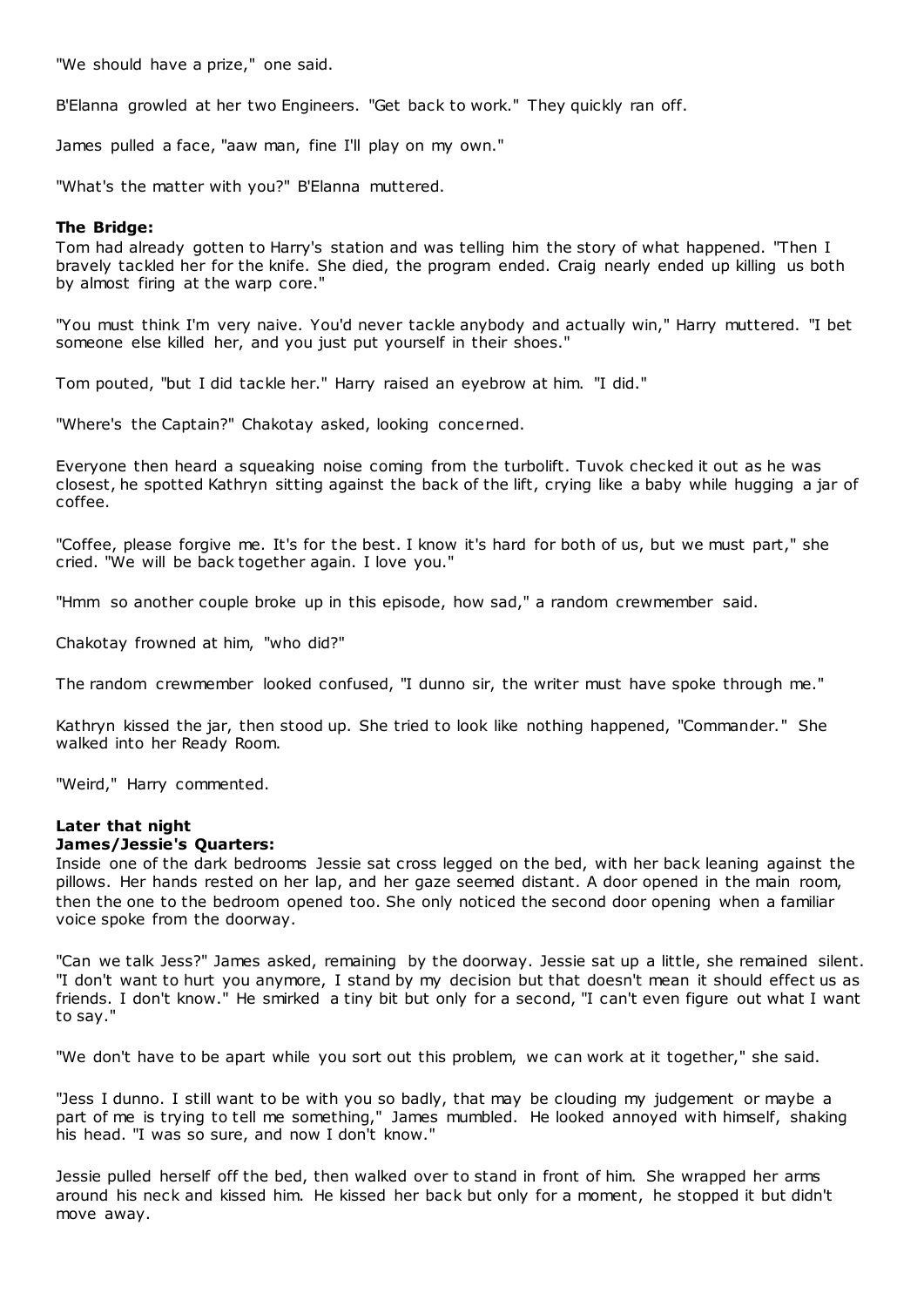"We should have a prize," one said.

B'Elanna growled at her two Engineers. "Get back to work." They quickly ran off.

James pulled a face, "aaw man, fine I'll play on my own."

"What's the matter with you?" B'Elanna muttered.

**The Bridge:**
Tom had already gotten to Harry's station and was telling him the story of what happened. "Then I bravely tackled her for the knife. She died, the program ended. Craig nearly ended up killing us both by almost firing at the warp core."

"You must think I'm very naive. You'd never tackle anybody and actually win," Harry muttered. "I bet someone else killed her, and you just put yourself in their shoes."

Tom pouted, "but I did tackle her." Harry raised an eyebrow at him. "I did."

"Where's the Captain?" Chakotay asked, looking concerned.

Everyone then heard a squeaking noise coming from the turbolift. Tuvok checked it out as he was closest, he spotted Kathryn sitting against the back of the lift, crying like a baby while hugging a jar of coffee.

"Coffee, please forgive me. It's for the best. I know it's hard for both of us, but we must part," she cried. "We will be back together again. I love you."

"Hmm so another couple broke up in this episode, how sad," a random crewmember said.

Chakotay frowned at him, "who did?"

The random crewmember looked confused, "I dunno sir, the writer must have spoke through me."

Kathryn kissed the jar, then stood up. She tried to look like nothing happened, "Commander." She walked into her Ready Room.

"Weird," Harry commented.

**Later that night**
**James/Jessie's Quarters:**
Inside one of the dark bedrooms Jessie sat cross legged on the bed, with her back leaning against the pillows. Her hands rested on her lap, and her gaze seemed distant. A door opened in the main room, then the one to the bedroom opened too. She only noticed the second door opening when a familiar voice spoke from the doorway.

"Can we talk Jess?" James asked, remaining by the doorway. Jessie sat up a little, she remained silent. "I don't want to hurt you anymore, I stand by my decision but that doesn't mean it should effect us as friends. I don't know." He smirked a tiny bit but only for a second, "I can't even figure out what I want to say."

"We don't have to be apart while you sort out this problem, we can work at it together," she said.

"Jess I dunno. I still want to be with you so badly, that may be clouding my judgement or maybe a part of me is trying to tell me something," James mumbled. He looked annoyed with himself, shaking his head. "I was so sure, and now I don't know."

Jessie pulled herself off the bed, then walked over to stand in front of him. She wrapped her arms around his neck and kissed him. He kissed her back but only for a moment, he stopped it but didn't move away.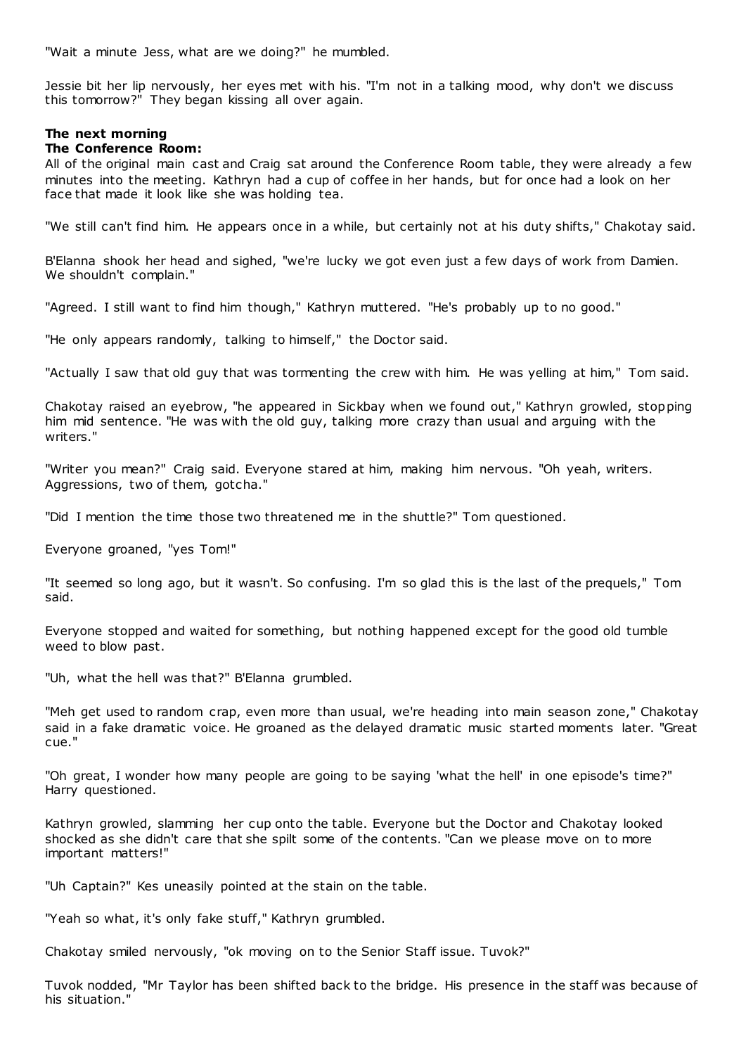"Wait a minute Jess, what are we doing?" he mumbled.

Jessie bit her lip nervously, her eyes met with his. "I'm not in a talking mood, why don't we discuss this tomorrow?" They began kissing all over again.

**The next morning**
**The Conference Room:**
All of the original main cast and Craig sat around the Conference Room table, they were already a few minutes into the meeting. Kathryn had a cup of coffee in her hands, but for once had a look on her face that made it look like she was holding tea.

"We still can't find him. He appears once in a while, but certainly not at his duty shifts," Chakotay said.

B'Elanna shook her head and sighed, "we're lucky we got even just a few days of work from Damien. We shouldn't complain."

"Agreed. I still want to find him though," Kathryn muttered. "He's probably up to no good."

"He only appears randomly, talking to himself," the Doctor said.

"Actually I saw that old guy that was tormenting the crew with him. He was yelling at him," Tom said.

Chakotay raised an eyebrow, "he appeared in Sickbay when we found out," Kathryn growled, stopping him mid sentence. "He was with the old guy, talking more crazy than usual and arguing with the writers."

"Writer you mean?" Craig said. Everyone stared at him, making him nervous. "Oh yeah, writers. Aggressions, two of them, gotcha."

"Did I mention the time those two threatened me in the shuttle?" Tom questioned.

Everyone groaned, "yes Tom!"

"It seemed so long ago, but it wasn't. So confusing. I'm so glad this is the last of the prequels," Tom said.

Everyone stopped and waited for something, but nothing happened except for the good old tumble weed to blow past.

"Uh, what the hell was that?" B'Elanna grumbled.

"Meh get used to random crap, even more than usual, we're heading into main season zone," Chakotay said in a fake dramatic voice. He groaned as the delayed dramatic music started moments later. "Great cue."

"Oh great, I wonder how many people are going to be saying 'what the hell' in one episode's time?" Harry questioned.

Kathryn growled, slamming her cup onto the table. Everyone but the Doctor and Chakotay looked shocked as she didn't care that she spilt some of the contents. "Can we please move on to more important matters!"

"Uh Captain?" Kes uneasily pointed at the stain on the table.

"Yeah so what, it's only fake stuff," Kathryn grumbled.

Chakotay smiled nervously, "ok moving on to the Senior Staff issue. Tuvok?"

Tuvok nodded, "Mr Taylor has been shifted back to the bridge. His presence in the staff was because of his situation."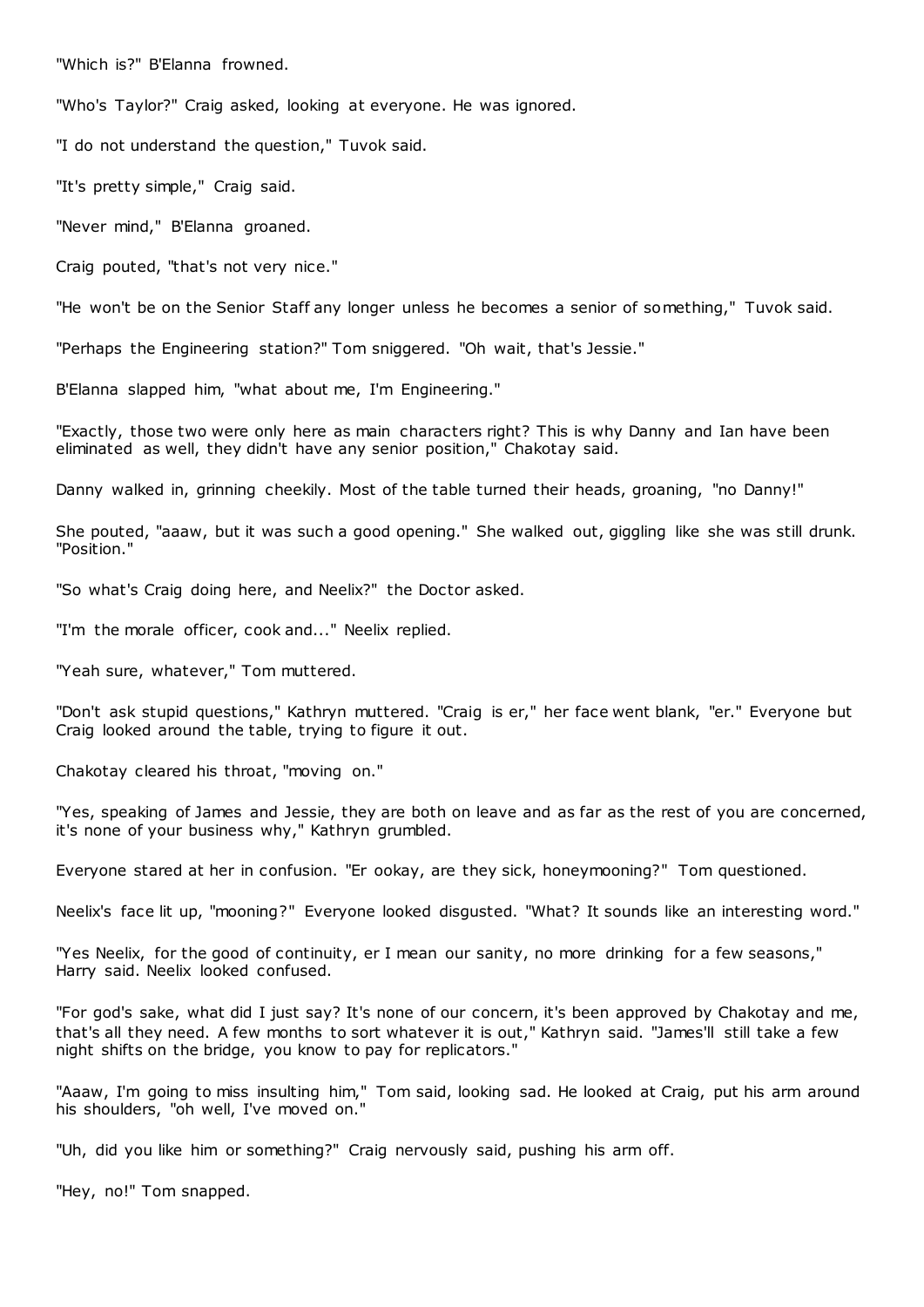"Which is?" B'Elanna frowned.

"Who's Taylor?" Craig asked, looking at everyone. He was ignored.

"I do not understand the question," Tuvok said.

"It's pretty simple," Craig said.

"Never mind," B'Elanna groaned.

Craig pouted, "that's not very nice."

"He won't be on the Senior Staff any longer unless he becomes a senior of something," Tuvok said.

"Perhaps the Engineering station?" Tom sniggered. "Oh wait, that's Jessie."

B'Elanna slapped him, "what about me, I'm Engineering."

"Exactly, those two were only here as main characters right? This is why Danny and Ian have been eliminated as well, they didn't have any senior position," Chakotay said.

Danny walked in, grinning cheekily. Most of the table turned their heads, groaning, "no Danny!"

She pouted, "aaaw, but it was such a good opening." She walked out, giggling like she was still drunk. "Position."

"So what's Craig doing here, and Neelix?" the Doctor asked.

"I'm the morale officer, cook and..." Neelix replied.

"Yeah sure, whatever," Tom muttered.

"Don't ask stupid questions," Kathryn muttered. "Craig is er," her face went blank, "er." Everyone but Craig looked around the table, trying to figure it out.

Chakotay cleared his throat, "moving on."

"Yes, speaking of James and Jessie, they are both on leave and as far as the rest of you are concerned, it's none of your business why," Kathryn grumbled.

Everyone stared at her in confusion. "Er ookay, are they sick, honeymooning?" Tom questioned.

Neelix's face lit up, "mooning?" Everyone looked disgusted. "What? It sounds like an interesting word."

"Yes Neelix, for the good of continuity, er I mean our sanity, no more drinking for a few seasons," Harry said. Neelix looked confused.

"For god's sake, what did I just say? It's none of our concern, it's been approved by Chakotay and me, that's all they need. A few months to sort whatever it is out," Kathryn said. "James'll still take a few night shifts on the bridge, you know to pay for replicators."

"Aaaw, I'm going to miss insulting him," Tom said, looking sad. He looked at Craig, put his arm around his shoulders, "oh well, I've moved on."

"Uh, did you like him or something?" Craig nervously said, pushing his arm off.

"Hey, no!" Tom snapped.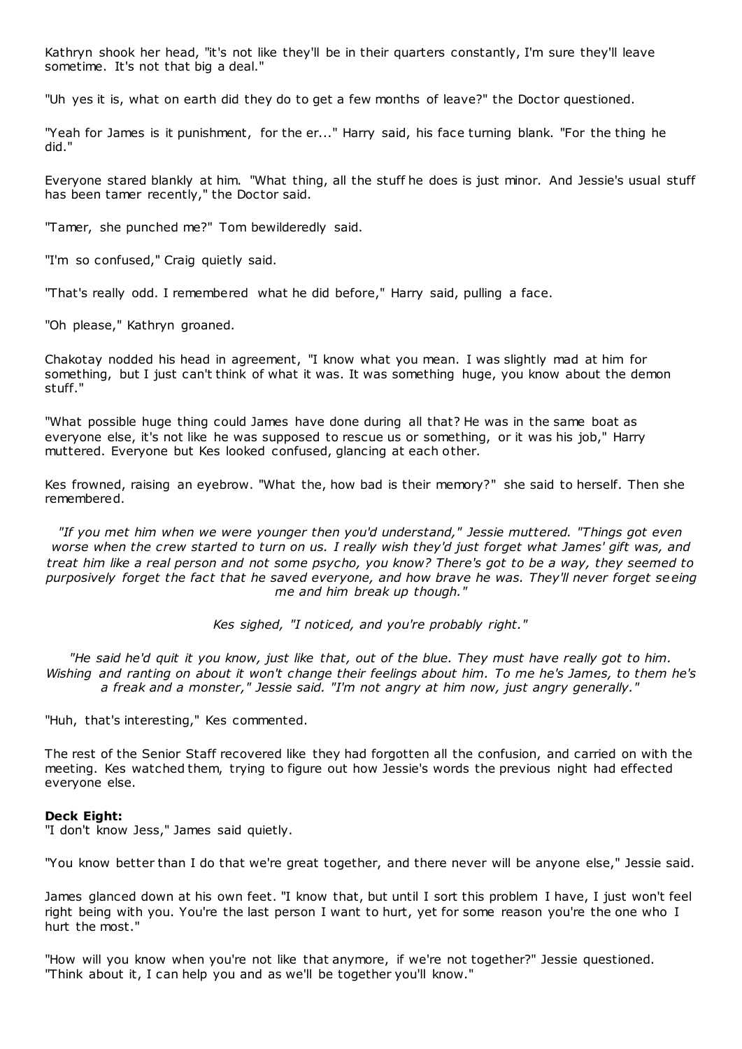Kathryn shook her head, "it's not like they'll be in their quarters constantly, I'm sure they'll leave sometime. It's not that big a deal."

"Uh yes it is, what on earth did they do to get a few months of leave?" the Doctor questioned.

"Yeah for James is it punishment, for the er..." Harry said, his face turning blank. "For the thing he did."

Everyone stared blankly at him. "What thing, all the stuff he does is just minor. And Jessie's usual stuff has been tamer recently," the Doctor said.

"Tamer, she punched me?" Tom bewilderedly said.

"I'm so confused," Craig quietly said.

"That's really odd. I remembered what he did before," Harry said, pulling a face.

"Oh please," Kathryn groaned.

Chakotay nodded his head in agreement, "I know what you mean. I was slightly mad at him for something, but I just can't think of what it was. It was something huge, you know about the demon stuff."

"What possible huge thing could James have done during all that? He was in the same boat as everyone else, it's not like he was supposed to rescue us or something, or it was his job," Harry muttered. Everyone but Kes looked confused, glancing at each other.

Kes frowned, raising an eyebrow. "What the, how bad is their memory?" she said to herself. Then she remembered.

*"If you met him when we were younger then you'd understand," Jessie muttered. "Things got even worse when the crew started to turn on us. I really wish they'd just forget what James' gift was, and treat him like a real person and not some psycho, you know? There's got to be a way, they seemed to purposively forget the fact that he saved everyone, and how brave he was. They'll never forget seeing me and him break up though."*

*Kes sighed, "I noticed, and you're probably right."*

*"He said he'd quit it you know, just like that, out of the blue. They must have really got to him. Wishing and ranting on about it won't change their feelings about him. To me he's James, to them he's a freak and a monster," Jessie said. "I'm not angry at him now, just angry generally."*

"Huh, that's interesting," Kes commented.

The rest of the Senior Staff recovered like they had forgotten all the confusion, and carried on with the meeting. Kes watched them, trying to figure out how Jessie's words the previous night had effected everyone else.

**Deck Eight:**
"I don't know Jess," James said quietly.

"You know better than I do that we're great together, and there never will be anyone else," Jessie said.

James glanced down at his own feet. "I know that, but until I sort this problem I have, I just won't feel right being with you. You're the last person I want to hurt, yet for some reason you're the one who I hurt the most."

"How will you know when you're not like that anymore, if we're not together?" Jessie questioned. "Think about it, I can help you and as we'll be together you'll know."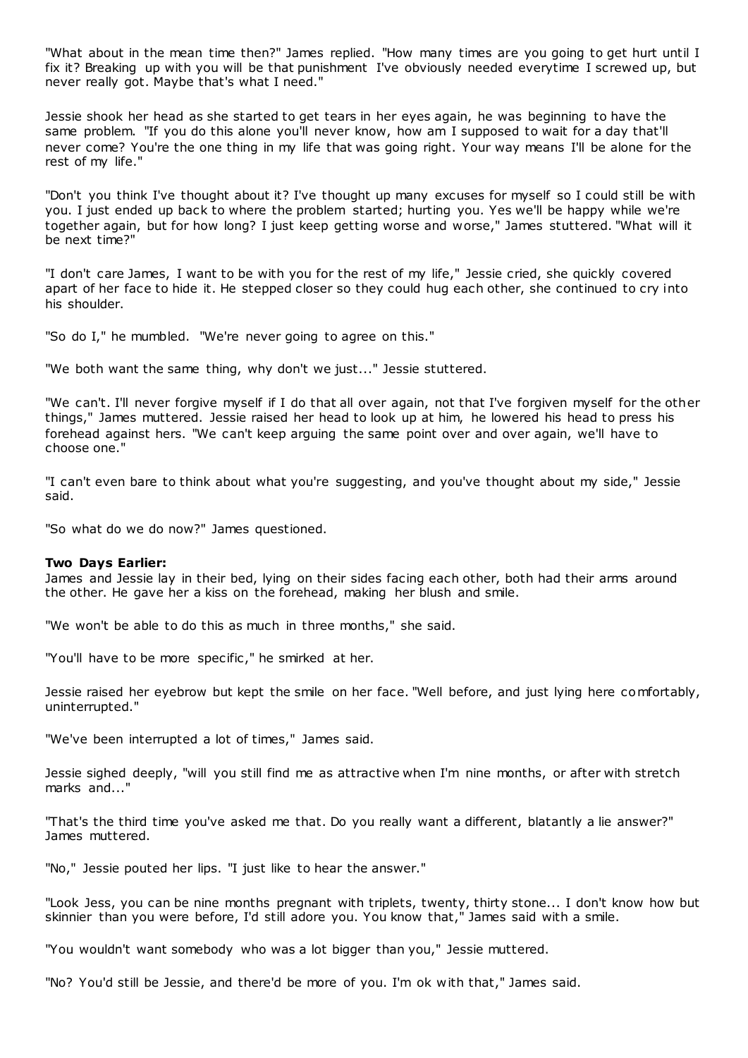"What about in the mean time then?" James replied. "How many times are you going to get hurt until I fix it? Breaking up with you will be that punishment I've obviously needed everytime I screwed up, but never really got. Maybe that's what I need."

Jessie shook her head as she started to get tears in her eyes again, he was beginning to have the same problem. "If you do this alone you'll never know, how am I supposed to wait for a day that'll never come? You're the one thing in my life that was going right. Your way means I'll be alone for the rest of my life."

"Don't you think I've thought about it? I've thought up many excuses for myself so I could still be with you. I just ended up back to where the problem started; hurting you. Yes we'll be happy while we're together again, but for how long? I just keep getting worse and worse," James stuttered. "What will it be next time?"

"I don't care James, I want to be with you for the rest of my life," Jessie cried, she quickly covered apart of her face to hide it. He stepped closer so they could hug each other, she continued to cry into his shoulder.

"So do I," he mumbled. "We're never going to agree on this."

"We both want the same thing, why don't we just..." Jessie stuttered.

"We can't. I'll never forgive myself if I do that all over again, not that I've forgiven myself for the other things," James muttered. Jessie raised her head to look up at him, he lowered his head to press his forehead against hers. "We can't keep arguing the same point over and over again, we'll have to choose one."

"I can't even bare to think about what you're suggesting, and you've thought about my side," Jessie said.

"So what do we do now?" James questioned.

**Two Days Earlier:**
James and Jessie lay in their bed, lying on their sides facing each other, both had their arms around the other. He gave her a kiss on the forehead, making her blush and smile.

"We won't be able to do this as much in three months," she said.

"You'll have to be more specific," he smirked at her.

Jessie raised her eyebrow but kept the smile on her face. "Well before, and just lying here comfortably, uninterrupted."

"We've been interrupted a lot of times," James said.

Jessie sighed deeply, "will you still find me as attractive when I'm nine months, or after with stretch marks and..."

"That's the third time you've asked me that. Do you really want a different, blatantly a lie answer?" James muttered.

"No," Jessie pouted her lips. "I just like to hear the answer."

"Look Jess, you can be nine months pregnant with triplets, twenty, thirty stone... I don't know how but skinnier than you were before, I'd still adore you. You know that," James said with a smile.

"You wouldn't want somebody who was a lot bigger than you," Jessie muttered.

"No? You'd still be Jessie, and there'd be more of you. I'm ok with that," James said.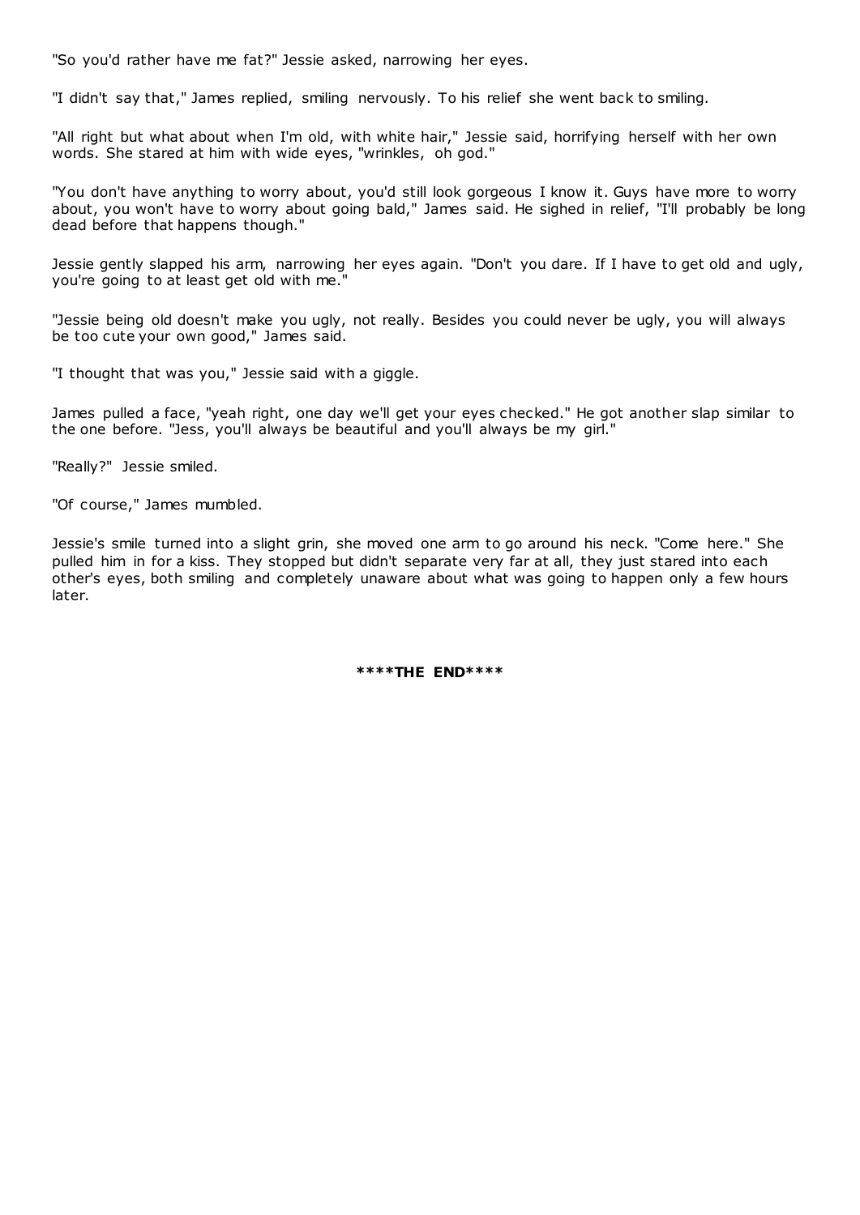"So you'd rather have me fat?" Jessie asked, narrowing her eyes.

"I didn't say that," James replied, smiling nervously. To his relief she went back to smiling.

"All right but what about when I'm old, with white hair," Jessie said, horrifying herself with her own words. She stared at him with wide eyes, "wrinkles, oh god."

"You don't have anything to worry about, you'd still look gorgeous I know it. Guys have more to worry about, you won't have to worry about going bald," James said. He sighed in relief, "I'll probably be long dead before that happens though."

Jessie gently slapped his arm, narrowing her eyes again. "Don't you dare. If I have to get old and ugly, you're going to at least get old with me."

"Jessie being old doesn't make you ugly, not really. Besides you could never be ugly, you will always be too cute your own good," James said.

"I thought that was you," Jessie said with a giggle.

James pulled a face, "yeah right, one day we'll get your eyes checked." He got another slap similar to the one before. "Jess, you'll always be beautiful and you'll always be my girl."

"Really?" Jessie smiled.

"Of course," James mumbled.

Jessie's smile turned into a slight grin, she moved one arm to go around his neck. "Come here." She pulled him in for a kiss. They stopped but didn't separate very far at all, they just stared into each other's eyes, both smiling and completely unaware about what was going to happen only a few hours later.

**\*\*\*\*THE END\*\*\*\***